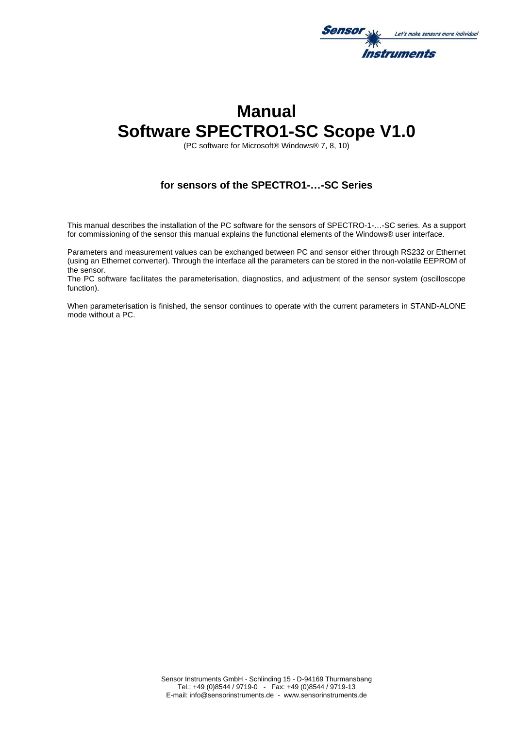# Manual
# Software SPECTRO1-SC Scope V1.0

(PC software for Microsoft® Windows® 7, 8, 10)

### for sensors of the SPECTRO1-…-SC Series

This manual describes the installation of the PC software for the sensors of SPECTRO-1-…-SC series. As a support for commissioning of the sensor this manual explains the functional elements of the Windows® user interface.

Parameters and measurement values can be exchanged between PC and sensor either through RS232 or Ethernet (using an Ethernet converter). Through the interface all the parameters can be stored in the non-volatile EEPROM of the sensor.

The PC software facilitates the parameterisation, diagnostics, and adjustment of the sensor system (oscilloscope function).

When parameterisation is finished, the sensor continues to operate with the current parameters in STAND-ALONE mode without a PC.

Sensor Instruments GmbH - Schlinding 15 - D-94169 Thurmansbang
Tel.: +49 (0)8544 / 9719-0 - Fax: +49 (0)8544 / 9719-13
E-mail: info@sensorinstruments.de - www.sensorinstruments.de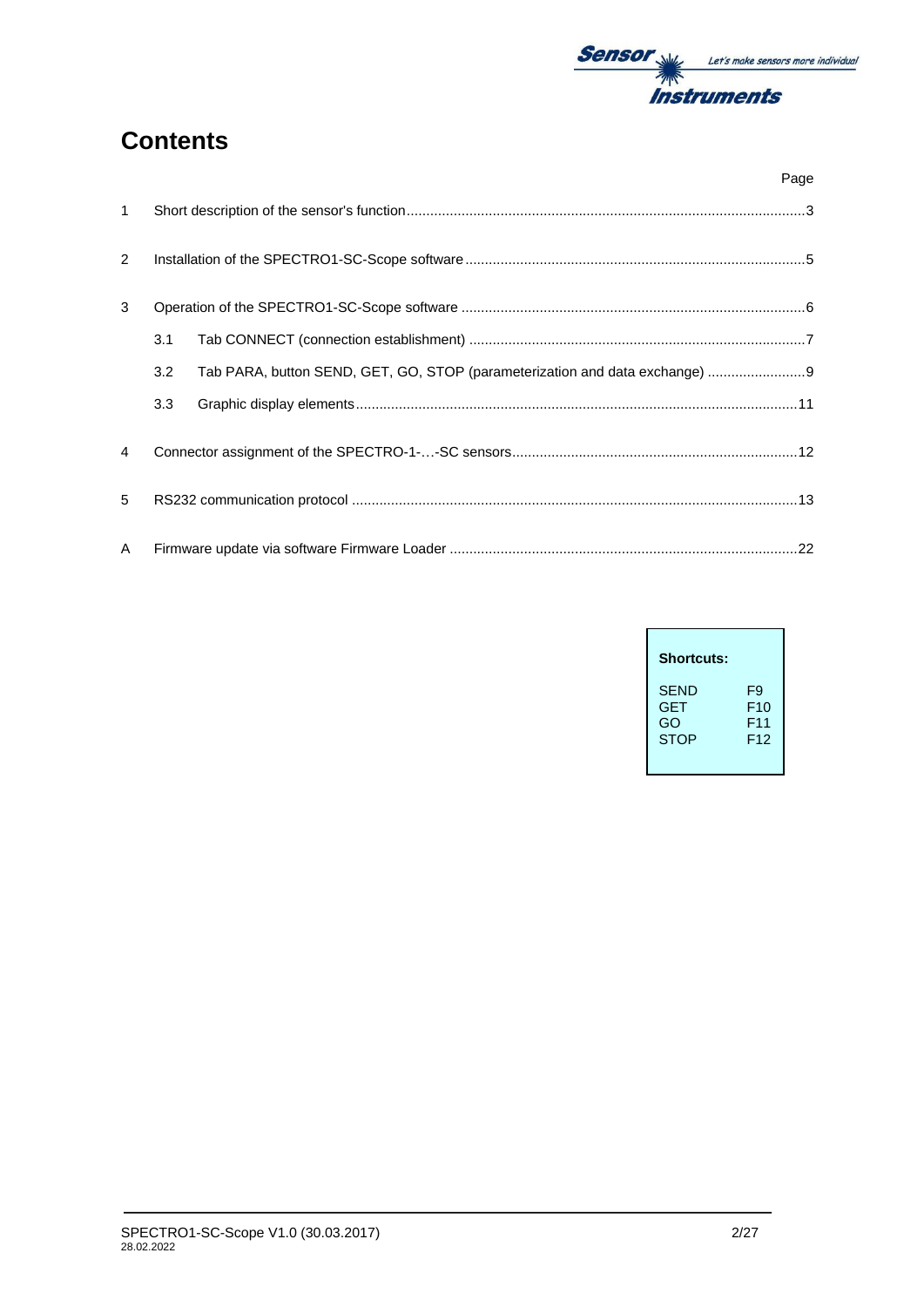# Contents

| | | Page |
|---|---|---|
| 1 | Short description of the sensor's function | 3 |
| 2 | Installation of the SPECTRO1-SC-Scope software | 5 |
| 3 | Operation of the SPECTRO1-SC-Scope software | 6 |
| 3.1 | Tab CONNECT (connection establishment) | 7 |
| 3.2 | Tab PARA, button SEND, GET, GO, STOP (parameterization and data exchange) | 9 |
| 3.3 | Graphic display elements | 11 |
| 4 | Connector assignment of the SPECTRO-1-…-SC sensors | 12 |
| 5 | RS232 communication protocol | 13 |
| A | Firmware update via software Firmware Loader | 22 |

**Shortcuts:**

| | |
|---|---|
| SEND | F9 |
| GET | F10 |
| GO | F11 |
| STOP | F12 |

SPECTRO1-SC-Scope V1.0 (30.03.2017)
28.02.2022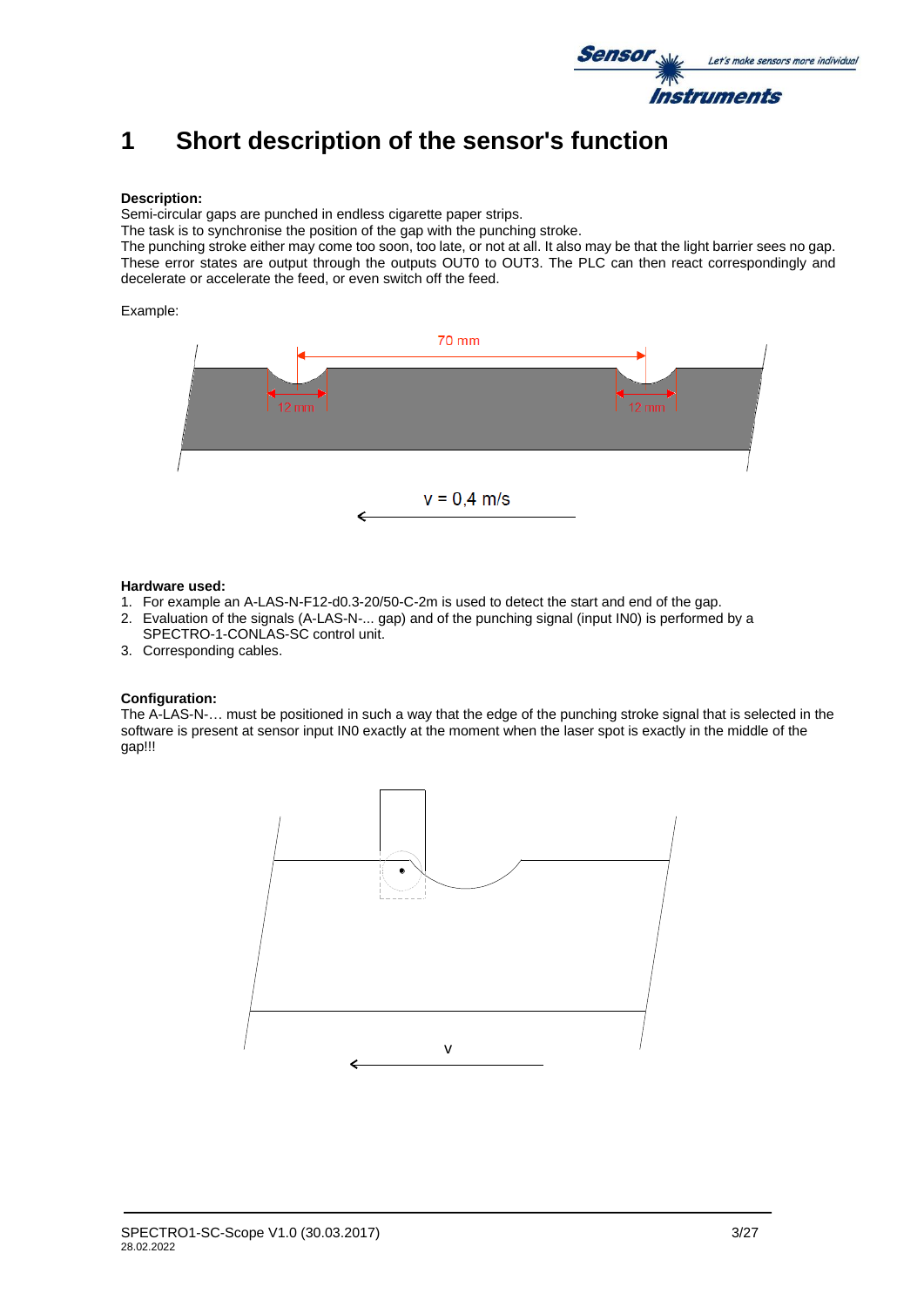# 1 Short description of the sensor's function

**Description:**
Semi-circular gaps are punched in endless cigarette paper strips.
The task is to synchronise the position of the gap with the punching stroke.
The punching stroke either may come too soon, too late, or not at all. It also may be that the light barrier sees no gap. These error states are output through the outputs OUT0 to OUT3. The PLC can then react correspondingly and decelerate or accelerate the feed, or even switch off the feed.

Example:

70 mm

12 mm    12 mm

v = 0,4 m/s

**Hardware used:**
1. For example an A-LAS-N-F12-d0.3-20/50-C-2m is used to detect the start and end of the gap.
2. Evaluation of the signals (A-LAS-N-... gap) and of the punching signal (input IN0) is performed by a SPECTRO-1-CONLAS-SC control unit.
3. Corresponding cables.

**Configuration:**
The A-LAS-N-… must be positioned in such a way that the edge of the punching stroke signal that is selected in the software is present at sensor input IN0 exactly at the moment when the laser spot is exactly in the middle of the gap!!!

v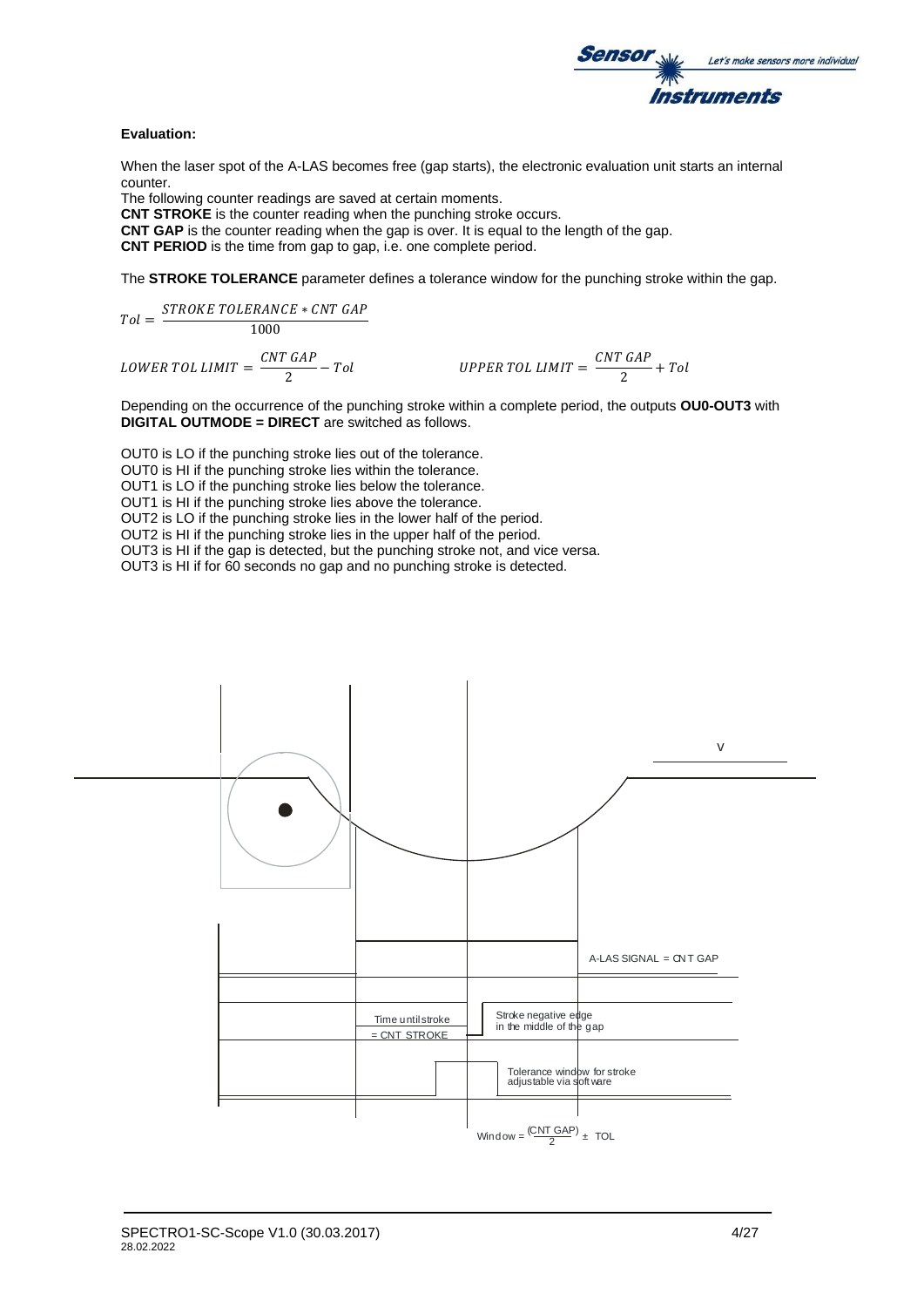**Evaluation:**

When the laser spot of the A-LAS becomes free (gap starts), the electronic evaluation unit starts an internal counter.

The following counter readings are saved at certain moments.

**CNT STROKE** is the counter reading when the punching stroke occurs.

**CNT GAP** is the counter reading when the gap is over. It is equal to the length of the gap.

**CNT PERIOD** is the time from gap to gap, i.e. one complete period.

The **STROKE TOLERANCE** parameter defines a tolerance window for the punching stroke within the gap.

$$Tol = \frac{STROKE\ TOLERANCE * CNT\ GAP}{1000}$$

$$LOWER\ TOL\ LIMIT = \frac{CNT\ GAP}{2} - Tol \qquad UPPER\ TOL\ LIMIT = \frac{CNT\ GAP}{2} + Tol$$

Depending on the occurrence of the punching stroke within a complete period, the outputs **OU0-OUT3** with **DIGITAL OUTMODE = DIRECT** are switched as follows.

OUT0 is LO if the punching stroke lies out of the tolerance.
OUT0 is HI if the punching stroke lies within the tolerance.
OUT1 is LO if the punching stroke lies below the tolerance.
OUT1 is HI if the punching stroke lies above the tolerance.
OUT2 is LO if the punching stroke lies in the lower half of the period.
OUT2 is HI if the punching stroke lies in the upper half of the period.
OUT3 is HI if the gap is detected, but the punching stroke not, and vice versa.
OUT3 is HI if for 60 seconds no gap and no punching stroke is detected.

V

A-LAS SIGNAL = CNT GAP

Time until stroke = CNT STROKE

Stroke negative edge in the middle of the gap

Tolerance window for stroke adjustable via software

Window = $\frac{(CNT\ GAP)}{2} \pm$ TOL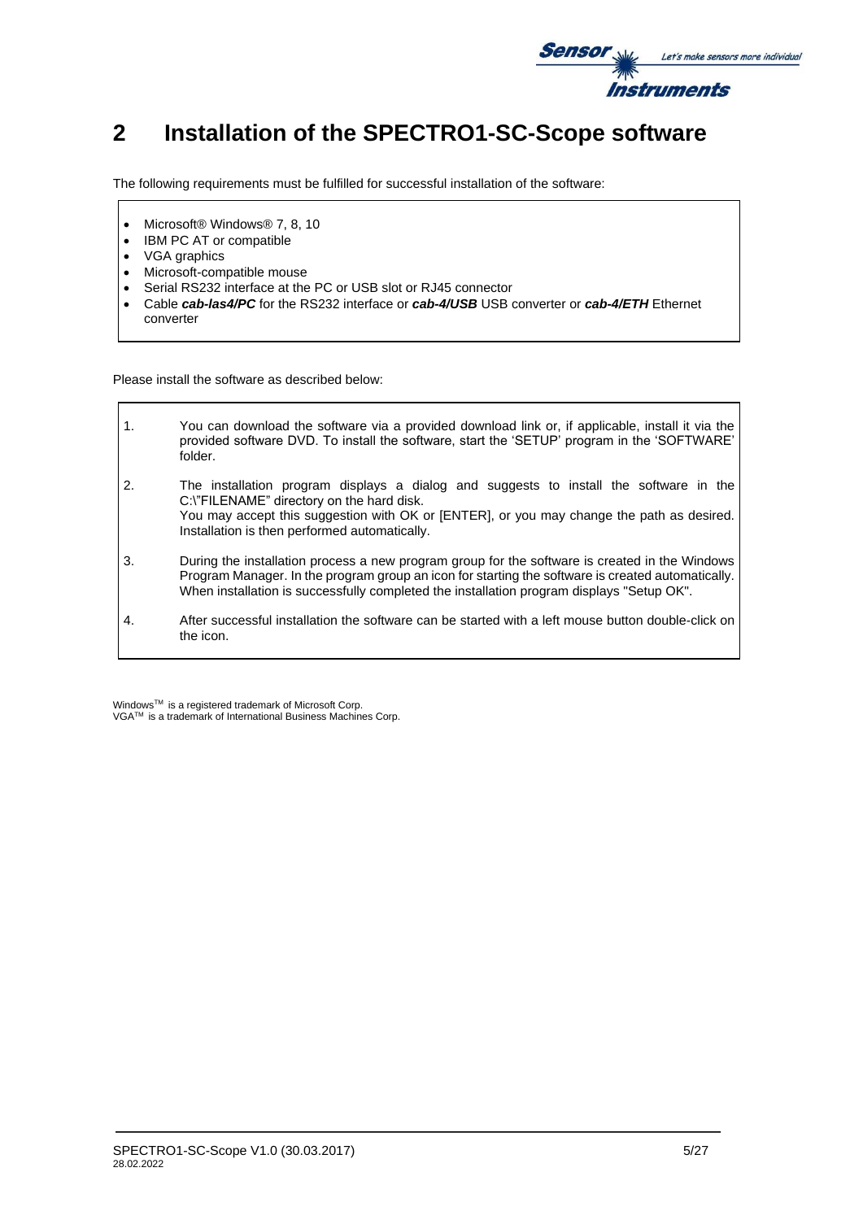# 2 Installation of the SPECTRO1-SC-Scope software

The following requirements must be fulfilled for successful installation of the software:

- Microsoft® Windows® 7, 8, 10
- IBM PC AT or compatible
- VGA graphics
- Microsoft-compatible mouse
- Serial RS232 interface at the PC or USB slot or RJ45 connector
- Cable ***cab-las4/PC*** for the RS232 interface or ***cab-4/USB*** USB converter or ***cab-4/ETH*** Ethernet converter

Please install the software as described below:

1. You can download the software via a provided download link or, if applicable, install it via the provided software DVD. To install the software, start the 'SETUP' program in the 'SOFTWARE' folder.
2. The installation program displays a dialog and suggests to install the software in the C:\"FILENAME" directory on the hard disk.
   You may accept this suggestion with OK or [ENTER], or you may change the path as desired. Installation is then performed automatically.
3. During the installation process a new program group for the software is created in the Windows Program Manager. In the program group an icon for starting the software is created automatically. When installation is successfully completed the installation program displays "Setup OK".
4. After successful installation the software can be started with a left mouse button double-click on the icon.

Windows™ is a registered trademark of Microsoft Corp.
VGA™ is a trademark of International Business Machines Corp.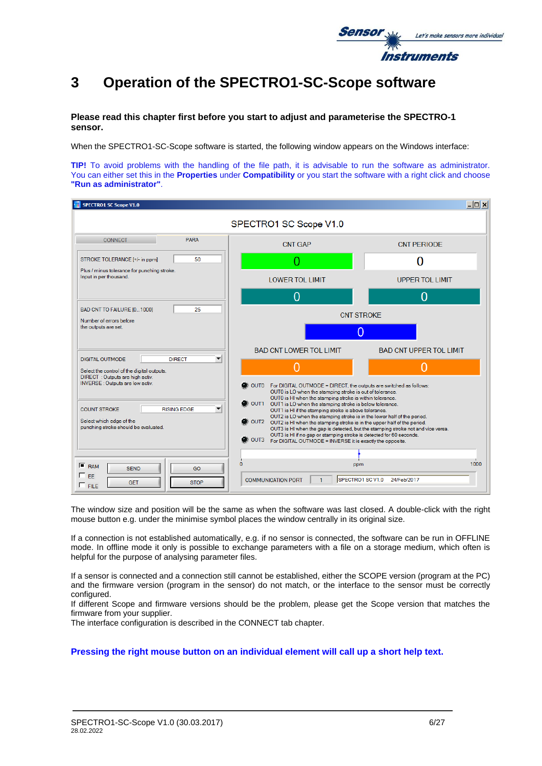# 3 Operation of the SPECTRO1-SC-Scope software

**Please read this chapter first before you start to adjust and parameterise the SPECTRO-1 sensor.**

When the SPECTRO1-SC-Scope software is started, the following window appears on the Windows interface:

**TIP!** To avoid problems with the handling of the file path, it is advisable to run the software as administrator. You can either set this in the **Properties** under **Compatibility** or you start the software with a right click and choose **"Run as administrator"**.

The window size and position will be the same as when the software was last closed. A double-click with the right mouse button e.g. under the minimise symbol places the window centrally in its original size.

If a connection is not established automatically, e.g. if no sensor is connected, the software can be run in OFFLINE mode. In offline mode it only is possible to exchange parameters with a file on a storage medium, which often is helpful for the purpose of analysing parameter files.

If a sensor is connected and a connection still cannot be established, either the SCOPE version (program at the PC) and the firmware version (program in the sensor) do not match, or the interface to the sensor must be correctly configured.
If different Scope and firmware versions should be the problem, please get the Scope version that matches the firmware from your supplier.
The interface configuration is described in the CONNECT tab chapter.

**Pressing the right mouse button on an individual element will call up a short help text.**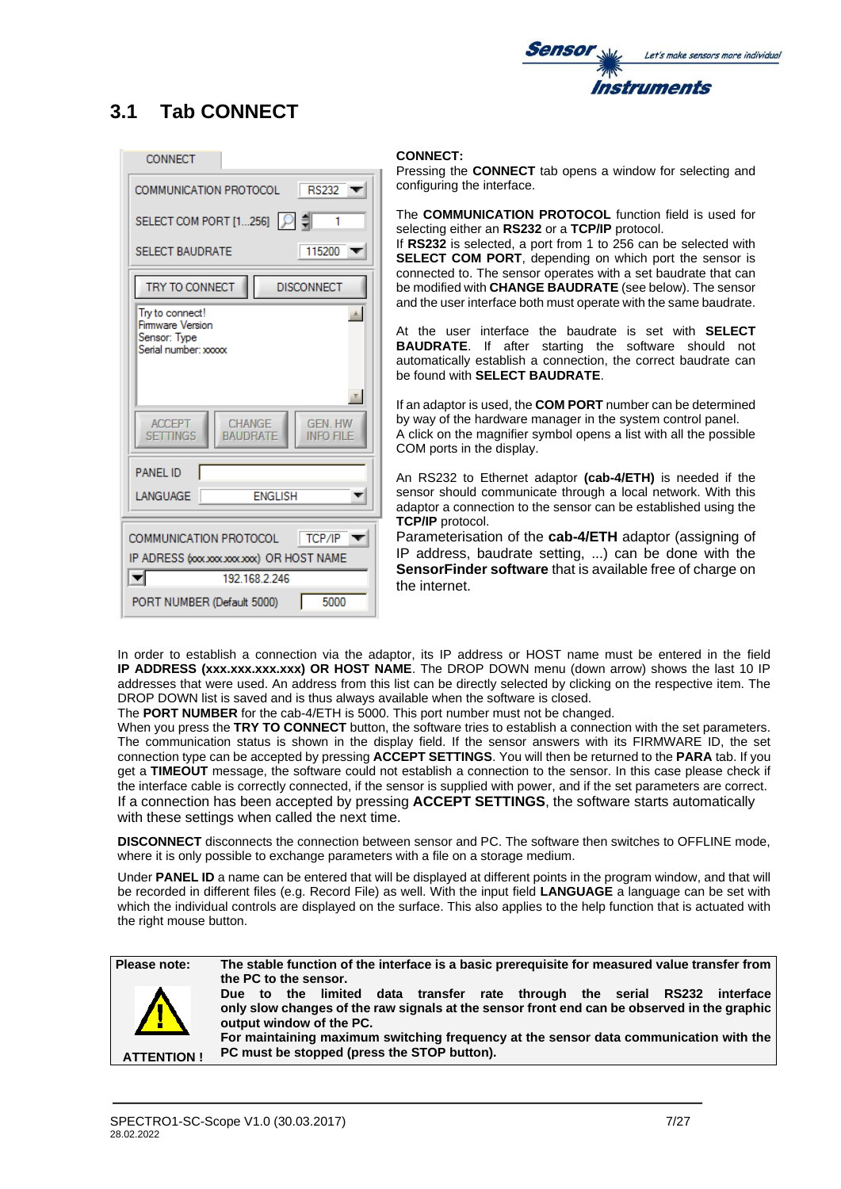## 3.1 Tab CONNECT

**CONNECT:**
Pressing the **CONNECT** tab opens a window for selecting and configuring the interface.

The **COMMUNICATION PROTOCOL** function field is used for selecting either an **RS232** or a **TCP/IP** protocol.
If **RS232** is selected, a port from 1 to 256 can be selected with **SELECT COM PORT**, depending on which port the sensor is connected to. The sensor operates with a set baudrate that can be modified with **CHANGE BAUDRATE** (see below). The sensor and the user interface both must operate with the same baudrate.

At the user interface the baudrate is set with **SELECT BAUDRATE**. If after starting the software should not automatically establish a connection, the correct baudrate can be found with **SELECT BAUDRATE**.

If an adaptor is used, the **COM PORT** number can be determined by way of the hardware manager in the system control panel.
A click on the magnifier symbol opens a list with all the possible COM ports in the display.

An RS232 to Ethernet adaptor **(cab-4/ETH)** is needed if the sensor should communicate through a local network. With this adaptor a connection to the sensor can be established using the **TCP/IP** protocol.
Parameterisation of the **cab-4/ETH** adaptor (assigning of IP address, baudrate setting, ...) can be done with the **SensorFinder software** that is available free of charge on the internet.

In order to establish a connection via the adaptor, its IP address or HOST name must be entered in the field **IP ADDRESS (xxx.xxx.xxx.xxx) OR HOST NAME**. The DROP DOWN menu (down arrow) shows the last 10 IP addresses that were used. An address from this list can be directly selected by clicking on the respective item. The DROP DOWN list is saved and is thus always available when the software is closed.
The **PORT NUMBER** for the cab-4/ETH is 5000. This port number must not be changed.
When you press the **TRY TO CONNECT** button, the software tries to establish a connection with the set parameters. The communication status is shown in the display field. If the sensor answers with its FIRMWARE ID, the set connection type can be accepted by pressing **ACCEPT SETTINGS**. You will then be returned to the **PARA** tab. If you get a **TIMEOUT** message, the software could not establish a connection to the sensor. In this case please check if the interface cable is correctly connected, if the sensor is supplied with power, and if the set parameters are correct.
If a connection has been accepted by pressing **ACCEPT SETTINGS**, the software starts automatically with these settings when called the next time.

**DISCONNECT** disconnects the connection between sensor and PC. The software then switches to OFFLINE mode, where it is only possible to exchange parameters with a file on a storage medium.

Under **PANEL ID** a name can be entered that will be displayed at different points in the program window, and that will be recorded in different files (e.g. Record File) as well. With the input field **LANGUAGE** a language can be set with which the individual controls are displayed on the surface. This also applies to the help function that is actuated with the right mouse button.

| Please note: ATTENTION ! | **The stable function of the interface is a basic prerequisite for measured value transfer from the PC to the sensor. Due to the limited data transfer rate through the serial RS232 interface only slow changes of the raw signals at the sensor front end can be observed in the graphic output window of the PC. For maintaining maximum switching frequency at the sensor data communication with the PC must be stopped (press the STOP button).** |
|---|---|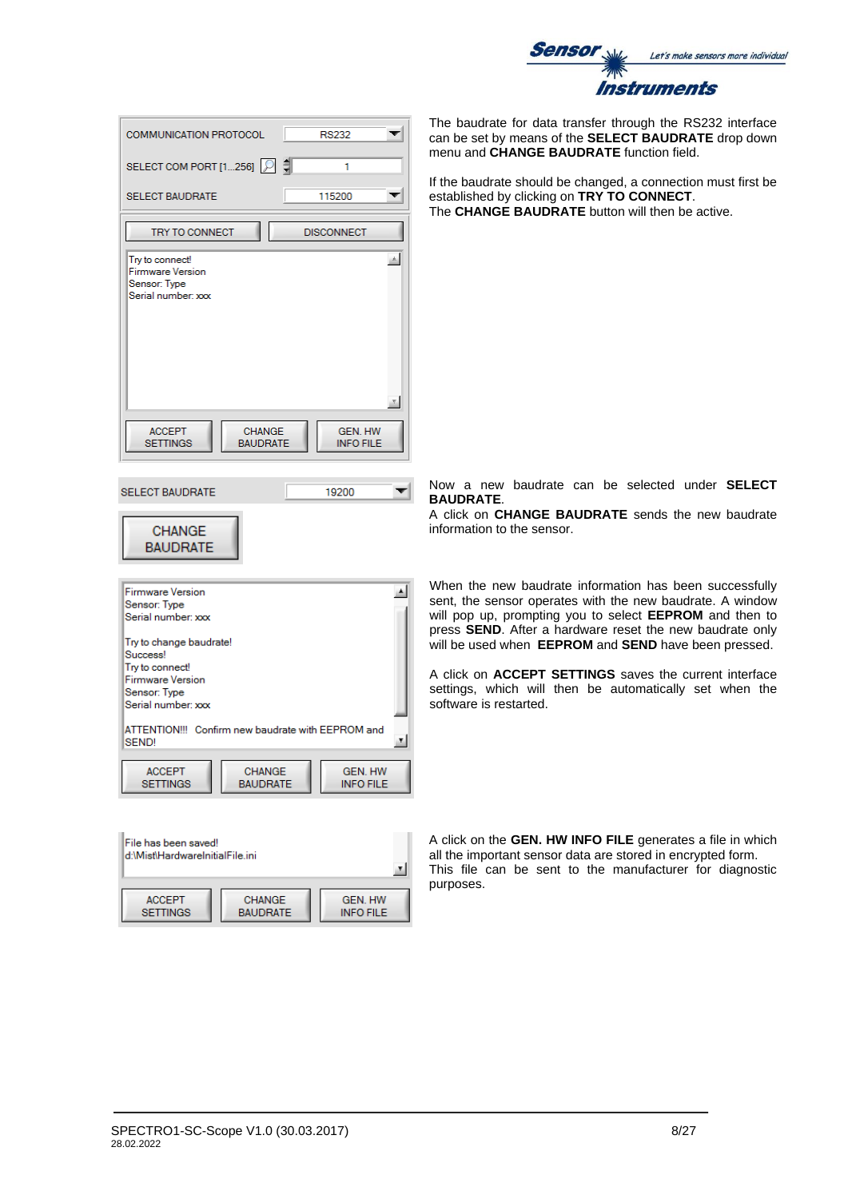| COMMUNICATION PROTOCOL | RS232 |
| --- | --- |
| SELECT COM PORT [1...256] | 1 |
| SELECT BAUDRATE | 115200 |

TRY TO CONNECT | DISCONNECT

Try to connect!
Firmware Version
Sensor: Type
Serial number: xxx

ACCEPT SETTINGS | CHANGE BAUDRATE | GEN. HW INFO FILE

The baudrate for data transfer through the RS232 interface can be set by means of the **SELECT BAUDRATE** drop down menu and **CHANGE BAUDRATE** function field.

If the baudrate should be changed, a connection must first be established by clicking on **TRY TO CONNECT**.
The **CHANGE BAUDRATE** button will then be active.

SELECT BAUDRATE | 19200

CHANGE BAUDRATE

Now a new baudrate can be selected under **SELECT BAUDRATE**.
A click on **CHANGE BAUDRATE** sends the new baudrate information to the sensor.

Firmware Version
Sensor: Type
Serial number: xxx

Try to change baudrate!
Success!
Try to connect!
Firmware Version
Sensor: Type
Serial number: xxx

ATTENTION!!! Confirm new baudrate with EEPROM and SEND!

ACCEPT SETTINGS | CHANGE BAUDRATE | GEN. HW INFO FILE

When the new baudrate information has been successfully sent, the sensor operates with the new baudrate. A window will pop up, prompting you to select **EEPROM** and then to press **SEND**. After a hardware reset the new baudrate only will be used when **EEPROM** and **SEND** have been pressed.

A click on **ACCEPT SETTINGS** saves the current interface settings, which will then be automatically set when the software is restarted.

File has been saved!
d:\Mist\HardwareInitialFile.ini

ACCEPT SETTINGS | CHANGE BAUDRATE | GEN. HW INFO FILE

A click on the **GEN. HW INFO FILE** generates a file in which all the important sensor data are stored in encrypted form. This file can be sent to the manufacturer for diagnostic purposes.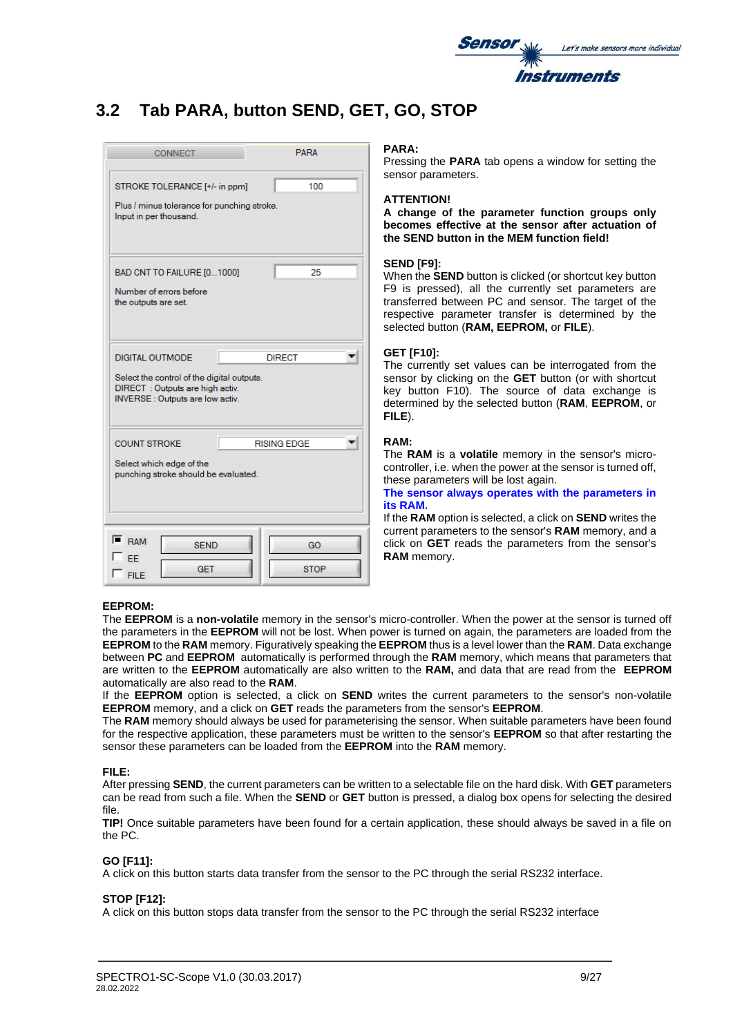## 3.2 Tab PARA, button SEND, GET, GO, STOP

CONNECT | PARA

STROKE TOLERANCE [+/- in ppm] 100

Plus / minus tolerance for punching stroke.
Input in per thousand.

BAD CNT TO FAILURE [0...1000] 25

Number of errors before
the outputs are set.

DIGITAL OUTMODE DIRECT

Select the control of the digital outputs.
DIRECT : Outputs are high activ.
INVERSE : Outputs are low activ.

COUNT STROKE RISING EDGE

Select which edge of the
punching stroke should be evaluated.

RAM | EE | FILE | SEND | GET | GO | STOP

**PARA:**
Pressing the **PARA** tab opens a window for setting the sensor parameters.

**ATTENTION!**
**A change of the parameter function groups only becomes effective at the sensor after actuation of the SEND button in the MEM function field!**

**SEND [F9]:**
When the **SEND** button is clicked (or shortcut key button F9 is pressed), all the currently set parameters are transferred between PC and sensor. The target of the respective parameter transfer is determined by the selected button (**RAM, EEPROM,** or **FILE**).

**GET [F10]:**
The currently set values can be interrogated from the sensor by clicking on the **GET** button (or with shortcut key button F10). The source of data exchange is determined by the selected button (**RAM**, **EEPROM**, or **FILE**).

**RAM:**
The **RAM** is a **volatile** memory in the sensor's micro-controller, i.e. when the power at the sensor is turned off, these parameters will be lost again.
**The sensor always operates with the parameters in its RAM.**
If the **RAM** option is selected, a click on **SEND** writes the current parameters to the sensor's **RAM** memory, and a click on **GET** reads the parameters from the sensor's **RAM** memory.

**EEPROM:**
The **EEPROM** is a **non-volatile** memory in the sensor's micro-controller. When the power at the sensor is turned off the parameters in the **EEPROM** will not be lost. When power is turned on again, the parameters are loaded from the **EEPROM** to the **RAM** memory. Figuratively speaking the **EEPROM** thus is a level lower than the **RAM**. Data exchange between **PC** and **EEPROM** automatically is performed through the **RAM** memory, which means that parameters that are written to the **EEPROM** automatically are also written to the **RAM,** and data that are read from the **EEPROM** automatically are also read to the **RAM**.
If the **EEPROM** option is selected, a click on **SEND** writes the current parameters to the sensor's non-volatile **EEPROM** memory, and a click on **GET** reads the parameters from the sensor's **EEPROM**.
The **RAM** memory should always be used for parameterising the sensor. When suitable parameters have been found for the respective application, these parameters must be written to the sensor's **EEPROM** so that after restarting the sensor these parameters can be loaded from the **EEPROM** into the **RAM** memory.

**FILE:**
After pressing **SEND**, the current parameters can be written to a selectable file on the hard disk. With **GET** parameters can be read from such a file. When the **SEND** or **GET** button is pressed, a dialog box opens for selecting the desired file.
**TIP!** Once suitable parameters have been found for a certain application, these should always be saved in a file on the PC.

**GO [F11]:**
A click on this button starts data transfer from the sensor to the PC through the serial RS232 interface.

**STOP [F12]:**
A click on this button stops data transfer from the sensor to the PC through the serial RS232 interface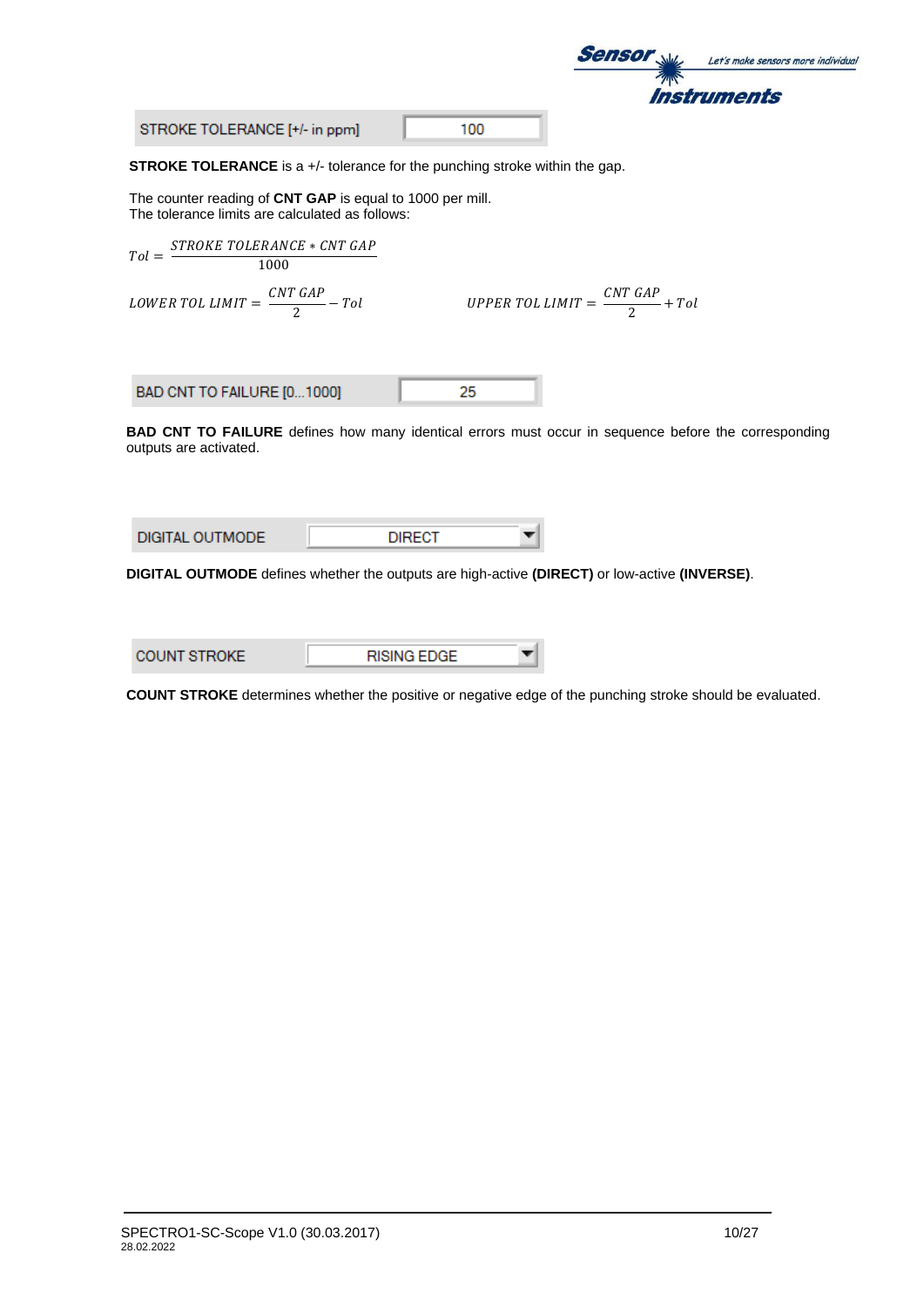| STROKE TOLERANCE [+/- in ppm] | 100 |
|---|---|

**STROKE TOLERANCE** is a +/- tolerance for the punching stroke within the gap.

The counter reading of **CNT GAP** is equal to 1000 per mill.
The tolerance limits are calculated as follows:

$$Tol = \frac{STROKE\ TOLERANCE * CNT\ GAP}{1000}$$

$$LOWER\ TOL\ LIMIT = \frac{CNT\ GAP}{2} - Tol \qquad UPPER\ TOL\ LIMIT = \frac{CNT\ GAP}{2} + Tol$$

| BAD CNT TO FAILURE [0...1000] | 25 |
|---|---|

**BAD CNT TO FAILURE** defines how many identical errors must occur in sequence before the corresponding outputs are activated.

| DIGITAL OUTMODE | DIRECT |
|---|---|

**DIGITAL OUTMODE** defines whether the outputs are high-active **(DIRECT)** or low-active **(INVERSE)**.

| COUNT STROKE | RISING EDGE |
|---|---|

**COUNT STROKE** determines whether the positive or negative edge of the punching stroke should be evaluated.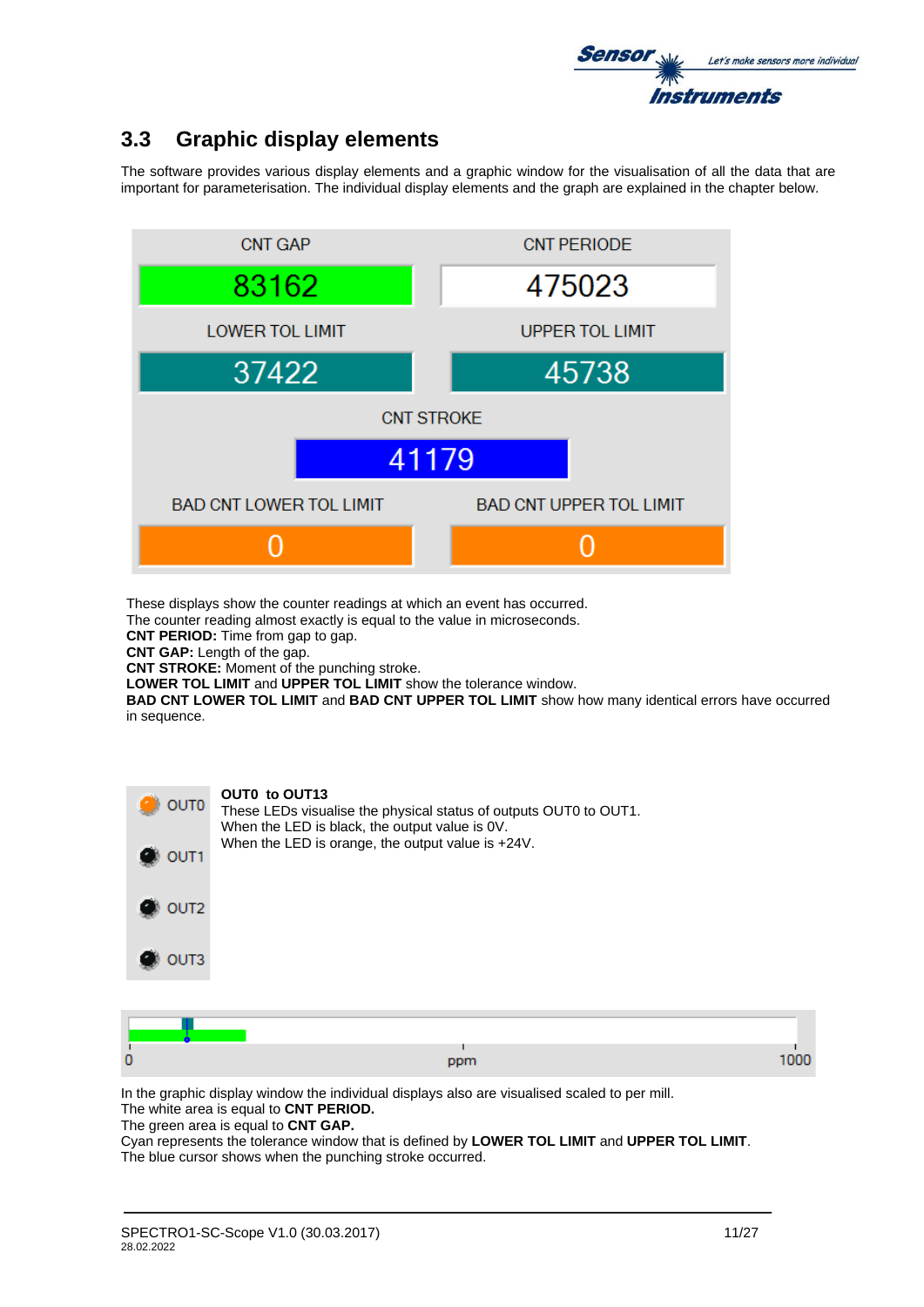## 3.3 Graphic display elements

The software provides various display elements and a graphic window for the visualisation of all the data that are important for parameterisation. The individual display elements and the graph are explained in the chapter below.

CNT GAP

83162

CNT PERIODE

475023

LOWER TOL LIMIT

37422

UPPER TOL LIMIT

45738

CNT STROKE

41179

BAD CNT LOWER TOL LIMIT

0

BAD CNT UPPER TOL LIMIT

0

These displays show the counter readings at which an event has occurred.
The counter reading almost exactly is equal to the value in microseconds.
**CNT PERIOD:** Time from gap to gap.
**CNT GAP:** Length of the gap.
**CNT STROKE:** Moment of the punching stroke.
**LOWER TOL LIMIT** and **UPPER TOL LIMIT** show the tolerance window.
**BAD CNT LOWER TOL LIMIT** and **BAD CNT UPPER TOL LIMIT** show how many identical errors have occurred in sequence.

OUT0
OUT1
OUT2
OUT3

**OUT0 to OUT13**
These LEDs visualise the physical status of outputs OUT0 to OUT1.
When the LED is black, the output value is 0V.
When the LED is orange, the output value is +24V.

0 ppm 1000

In the graphic display window the individual displays also are visualised scaled to per mill.
The white area is equal to **CNT PERIOD.**
The green area is equal to **CNT GAP.**
Cyan represents the tolerance window that is defined by **LOWER TOL LIMIT** and **UPPER TOL LIMIT**.
The blue cursor shows when the punching stroke occurred.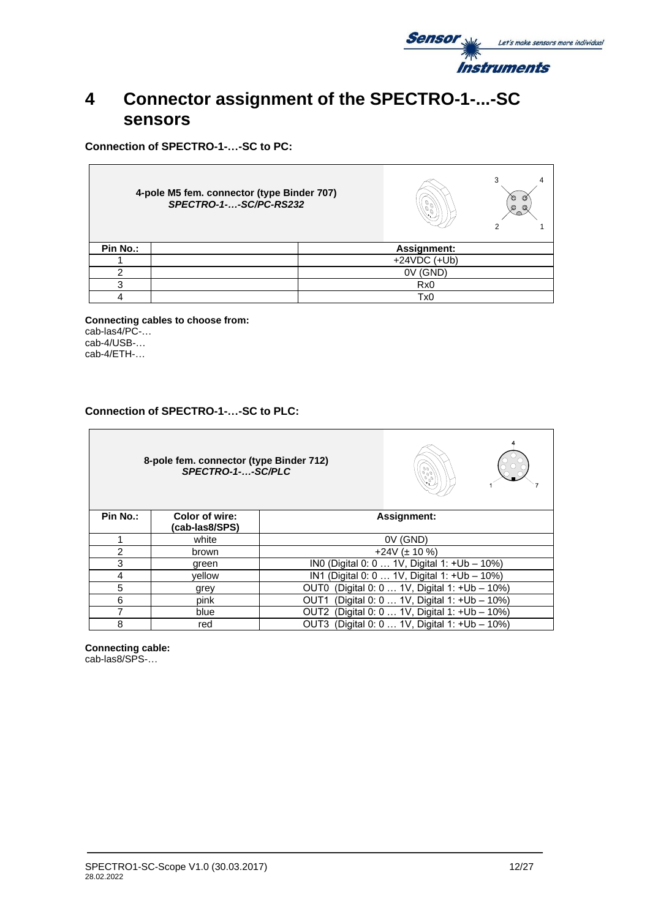# 4 Connector assignment of the SPECTRO-1-...-SC sensors

**Connection of SPECTRO-1-…-SC to PC:**

| 4-pole M5 fem. connector (type Binder 707) *SPECTRO-1-…-SC/PC-RS232* | | |
|---|---|---|
| **Pin No.:** | | **Assignment:** |
| 1 | | +24VDC (+Ub) |
| 2 | | 0V (GND) |
| 3 | | Rx0 |
| 4 | | Tx0 |

**Connecting cables to choose from:**
cab-las4/PC-…
cab-4/USB-…
cab-4/ETH-…

**Connection of SPECTRO-1-…-SC to PLC:**

| 8-pole fem. connector (type Binder 712) *SPECTRO-1-…-SC/PLC* | | |
|---|---|---|
| **Pin No.:** | **Color of wire: (cab-las8/SPS)** | **Assignment:** |
| 1 | white | 0V (GND) |
| 2 | brown | +24V (± 10 %) |
| 3 | green | IN0 (Digital 0: 0 … 1V, Digital 1: +Ub – 10%) |
| 4 | yellow | IN1 (Digital 0: 0 … 1V, Digital 1: +Ub – 10%) |
| 5 | grey | OUT0 (Digital 0: 0 … 1V, Digital 1: +Ub – 10%) |
| 6 | pink | OUT1 (Digital 0: 0 … 1V, Digital 1: +Ub – 10%) |
| 7 | blue | OUT2 (Digital 0: 0 … 1V, Digital 1: +Ub – 10%) |
| 8 | red | OUT3 (Digital 0: 0 … 1V, Digital 1: +Ub – 10%) |

**Connecting cable:**
cab-las8/SPS-…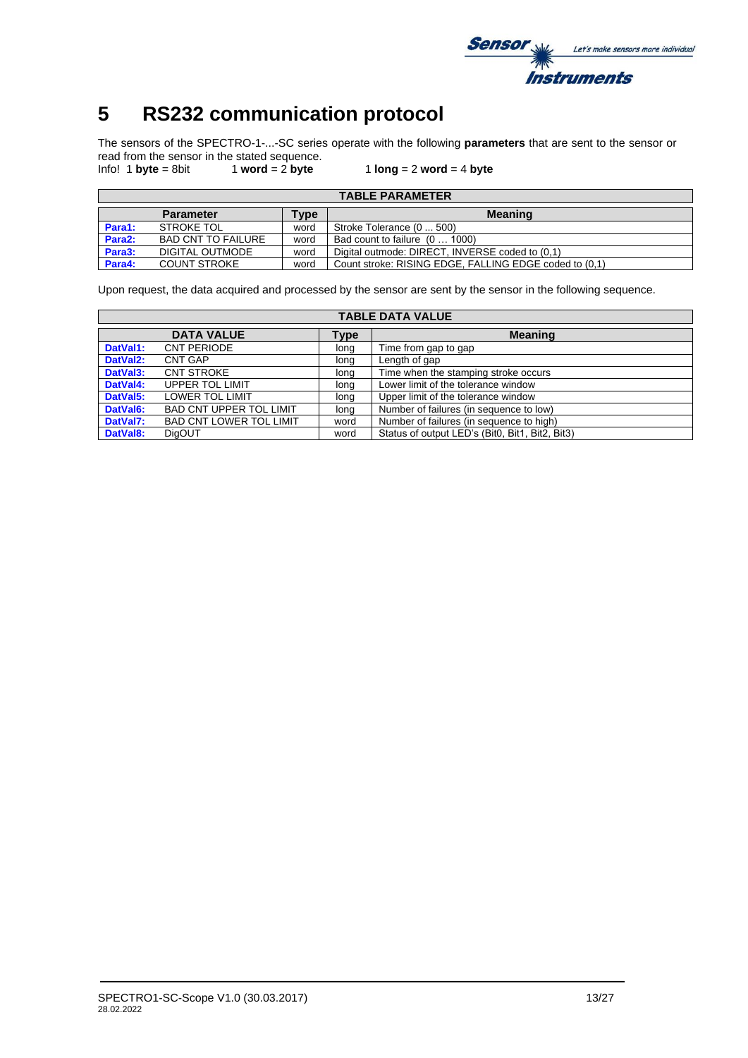# 5 RS232 communication protocol

The sensors of the SPECTRO-1-...-SC series operate with the following **parameters** that are sent to the sensor or read from the sensor in the stated sequence.
Info! 1 **byte** = 8bit 1 **word** = 2 **byte** 1 **long** = 2 **word** = 4 **byte**

| TABLE PARAMETER | | | |
|---|---|---|---|
| | **Parameter** | **Type** | **Meaning** |
| **Para1:** | STROKE TOL | word | Stroke Tolerance (0 ... 500) |
| **Para2:** | BAD CNT TO FAILURE | word | Bad count to failure (0 … 1000) |
| **Para3:** | DIGITAL OUTMODE | word | Digital outmode: DIRECT, INVERSE coded to (0,1) |
| **Para4:** | COUNT STROKE | word | Count stroke: RISING EDGE, FALLING EDGE coded to (0,1) |

Upon request, the data acquired and processed by the sensor are sent by the sensor in the following sequence.

| TABLE DATA VALUE | | | |
|---|---|---|---|
| | **DATA VALUE** | **Type** | **Meaning** |
| **DatVal1:** | CNT PERIODE | long | Time from gap to gap |
| **DatVal2:** | CNT GAP | long | Length of gap |
| **DatVal3:** | CNT STROKE | long | Time when the stamping stroke occurs |
| **DatVal4:** | UPPER TOL LIMIT | long | Lower limit of the tolerance window |
| **DatVal5:** | LOWER TOL LIMIT | long | Upper limit of the tolerance window |
| **DatVal6:** | BAD CNT UPPER TOL LIMIT | long | Number of failures (in sequence to low) |
| **DatVal7:** | BAD CNT LOWER TOL LIMIT | word | Number of failures (in sequence to high) |
| **DatVal8:** | DigOUT | word | Status of output LED's (Bit0, Bit1, Bit2, Bit3) |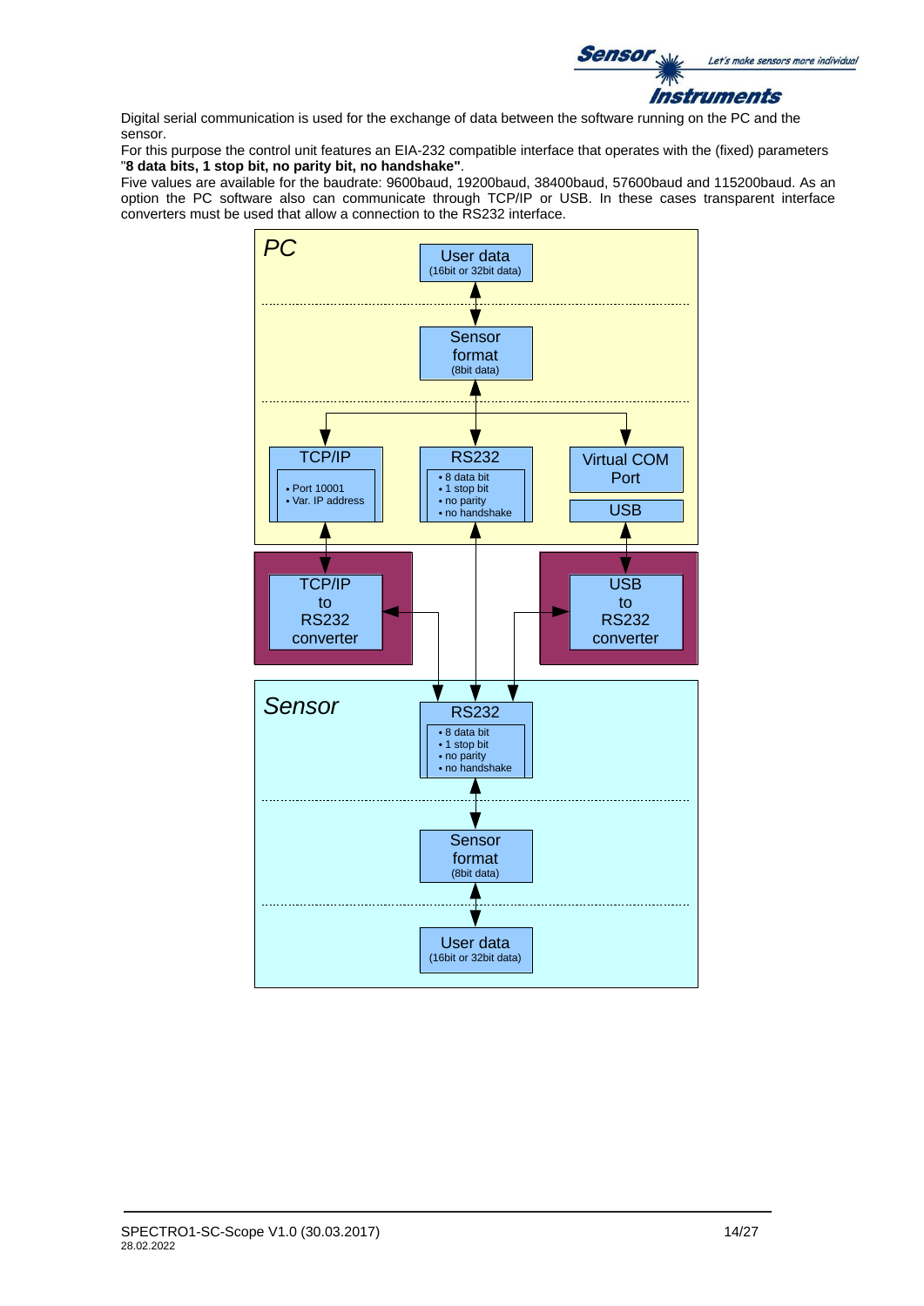Digital serial communication is used for the exchange of data between the software running on the PC and the sensor.

For this purpose the control unit features an EIA-232 compatible interface that operates with the (fixed) parameters "**8 data bits, 1 stop bit, no parity bit, no handshake"**.

Five values are available for the baudrate: 9600baud, 19200baud, 38400baud, 57600baud and 115200baud. As an option the PC software also can communicate through TCP/IP or USB. In these cases transparent interface converters must be used that allow a connection to the RS232 interface.

*PC*

User data (16bit or 32bit data)

Sensor format (8bit data)

TCP/IP
- Port 10001
- Var. IP address

RS232
- 8 data bit
- 1 stop bit
- no parity
- no handshake

Virtual COM Port

USB

TCP/IP to RS232 converter

USB to RS232 converter

*Sensor*

RS232
- 8 data bit
- 1 stop bit
- no parity
- no handshake

Sensor format (8bit data)

User data (16bit or 32bit data)

SPECTRO1-SC-Scope V1.0 (30.03.2017)
28.02.2022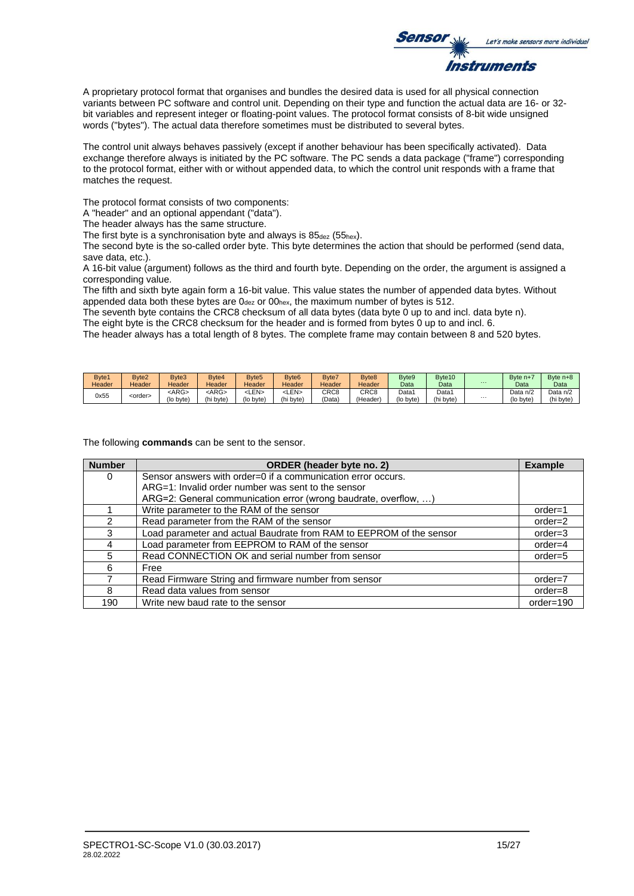A proprietary protocol format that organises and bundles the desired data is used for all physical connection variants between PC software and control unit. Depending on their type and function the actual data are 16- or 32-bit variables and represent integer or floating-point values. The protocol format consists of 8-bit wide unsigned words ("bytes"). The actual data therefore sometimes must be distributed to several bytes.

The control unit always behaves passively (except if another behaviour has been specifically activated). Data exchange therefore always is initiated by the PC software. The PC sends a data package ("frame") corresponding to the protocol format, either with or without appended data, to which the control unit responds with a frame that matches the request.

The protocol format consists of two components:
A "header" and an optional appendant ("data").
The header always has the same structure.
The first byte is a synchronisation byte and always is $85_{dez}$ ($55_{hex}$).
The second byte is the so-called order byte. This byte determines the action that should be performed (send data, save data, etc.).
A 16-bit value (argument) follows as the third and fourth byte. Depending on the order, the argument is assigned a corresponding value.
The fifth and sixth byte again form a 16-bit value. This value states the number of appended data bytes. Without appended data both these bytes are $0_{dez}$ or $00_{hex}$, the maximum number of bytes is 512.
The seventh byte contains the CRC8 checksum of all data bytes (data byte 0 up to and incl. data byte n).
The eight byte is the CRC8 checksum for the header and is formed from bytes 0 up to and incl. 6.
The header always has a total length of 8 bytes. The complete frame may contain between 8 and 520 bytes.

| Byte1 Header | Byte2 Header | Byte3 Header | Byte4 Header | Byte5 Header | Byte6 Header | Byte7 Header | Byte8 Header | Byte9 Data | Byte10 Data | ... | Byte n+7 Data | Byte n+8 Data |
|---|---|---|---|---|---|---|---|---|---|---|---|---|
| 0x55 | <order> | <ARG> (lo byte) | <ARG> (hi byte) | <LEN> (lo byte) | <LEN> (hi byte) | CRC8 (Data) | CRC8 (Header) | Data1 (lo byte) | Data1 (hi byte) | ... | Data n/2 (lo byte) | Data n/2 (hi byte) |

The following **commands** can be sent to the sensor.

| Number | ORDER (header byte no. 2) | Example |
|---|---|---|
| 0 | Sensor answers with order=0 if a communication error occurs.<br>ARG=1: Invalid order number was sent to the sensor<br>ARG=2: General communication error (wrong baudrate, overflow, …) | |
| 1 | Write parameter to the RAM of the sensor | order=1 |
| 2 | Read parameter from the RAM of the sensor | order=2 |
| 3 | Load parameter and actual Baudrate from RAM to EEPROM of the sensor | order=3 |
| 4 | Load parameter from EEPROM to RAM of the sensor | order=4 |
| 5 | Read CONNECTION OK and serial number from sensor | order=5 |
| 6 | Free | |
| 7 | Read Firmware String and firmware number from sensor | order=7 |
| 8 | Read data values from sensor | order=8 |
| 190 | Write new baud rate to the sensor | order=190 |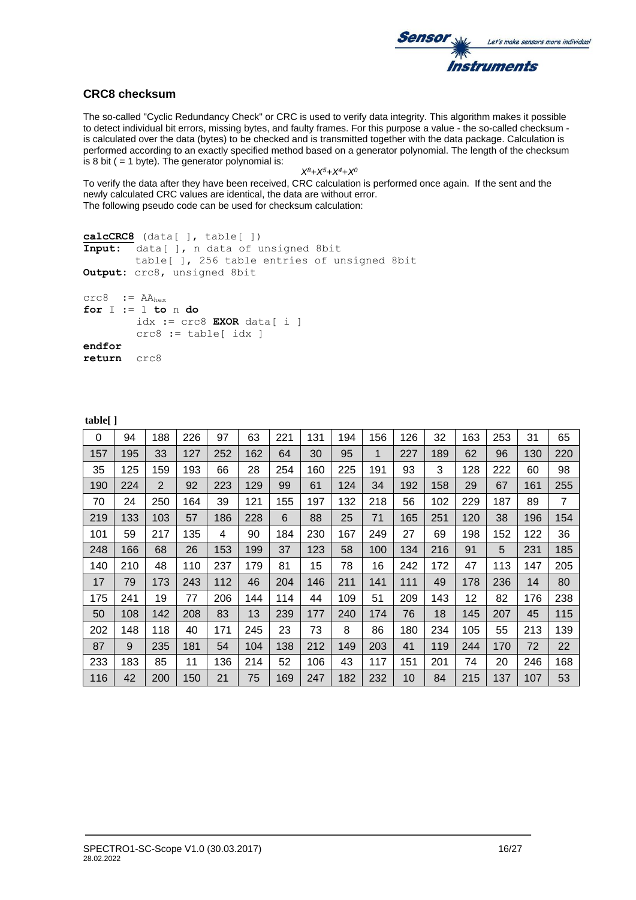## CRC8 checksum

The so-called "Cyclic Redundancy Check" or CRC is used to verify data integrity. This algorithm makes it possible to detect individual bit errors, missing bytes, and faulty frames. For this purpose a value - the so-called checksum - is calculated over the data (bytes) to be checked and is transmitted together with the data package. Calculation is performed according to an exactly specified method based on a generator polynomial. The length of the checksum is 8 bit ( = 1 byte). The generator polynomial is:

$$X^8+X^5+X^4+X^0$$

To verify the data after they have been received, CRC calculation is performed once again. If the sent and the newly calculated CRC values are identical, the data are without error.
The following pseudo code can be used for checksum calculation:

```
calcCRC8 (data[ ], table[ ])
Input:  data[ ], n data of unsigned 8bit
        table[ ], 256 table entries of unsigned 8bit
Output: crc8, unsigned 8bit

crc8  := AAhex
for I := 1 to n do
        idx := crc8 EXOR data[ i ]
        crc8 := table[ idx ]
endfor
return  crc8
```

**table[ ]**

| | | | | | | | | | | | | | | | |
|---|---|---|---|---|---|---|---|---|---|---|---|---|---|---|---|
| 0 | 94 | 188 | 226 | 97 | 63 | 221 | 131 | 194 | 156 | 126 | 32 | 163 | 253 | 31 | 65 |
| 157 | 195 | 33 | 127 | 252 | 162 | 64 | 30 | 95 | 1 | 227 | 189 | 62 | 96 | 130 | 220 |
| 35 | 125 | 159 | 193 | 66 | 28 | 254 | 160 | 225 | 191 | 93 | 3 | 128 | 222 | 60 | 98 |
| 190 | 224 | 2 | 92 | 223 | 129 | 99 | 61 | 124 | 34 | 192 | 158 | 29 | 67 | 161 | 255 |
| 70 | 24 | 250 | 164 | 39 | 121 | 155 | 197 | 132 | 218 | 56 | 102 | 229 | 187 | 89 | 7 |
| 219 | 133 | 103 | 57 | 186 | 228 | 6 | 88 | 25 | 71 | 165 | 251 | 120 | 38 | 196 | 154 |
| 101 | 59 | 217 | 135 | 4 | 90 | 184 | 230 | 167 | 249 | 27 | 69 | 198 | 152 | 122 | 36 |
| 248 | 166 | 68 | 26 | 153 | 199 | 37 | 123 | 58 | 100 | 134 | 216 | 91 | 5 | 231 | 185 |
| 140 | 210 | 48 | 110 | 237 | 179 | 81 | 15 | 78 | 16 | 242 | 172 | 47 | 113 | 147 | 205 |
| 17 | 79 | 173 | 243 | 112 | 46 | 204 | 146 | 211 | 141 | 111 | 49 | 178 | 236 | 14 | 80 |
| 175 | 241 | 19 | 77 | 206 | 144 | 114 | 44 | 109 | 51 | 209 | 143 | 12 | 82 | 176 | 238 |
| 50 | 108 | 142 | 208 | 83 | 13 | 239 | 177 | 240 | 174 | 76 | 18 | 145 | 207 | 45 | 115 |
| 202 | 148 | 118 | 40 | 171 | 245 | 23 | 73 | 8 | 86 | 180 | 234 | 105 | 55 | 213 | 139 |
| 87 | 9 | 235 | 181 | 54 | 104 | 138 | 212 | 149 | 203 | 41 | 119 | 244 | 170 | 72 | 22 |
| 233 | 183 | 85 | 11 | 136 | 214 | 52 | 106 | 43 | 117 | 151 | 201 | 74 | 20 | 246 | 168 |
| 116 | 42 | 200 | 150 | 21 | 75 | 169 | 247 | 182 | 232 | 10 | 84 | 215 | 137 | 107 | 53 |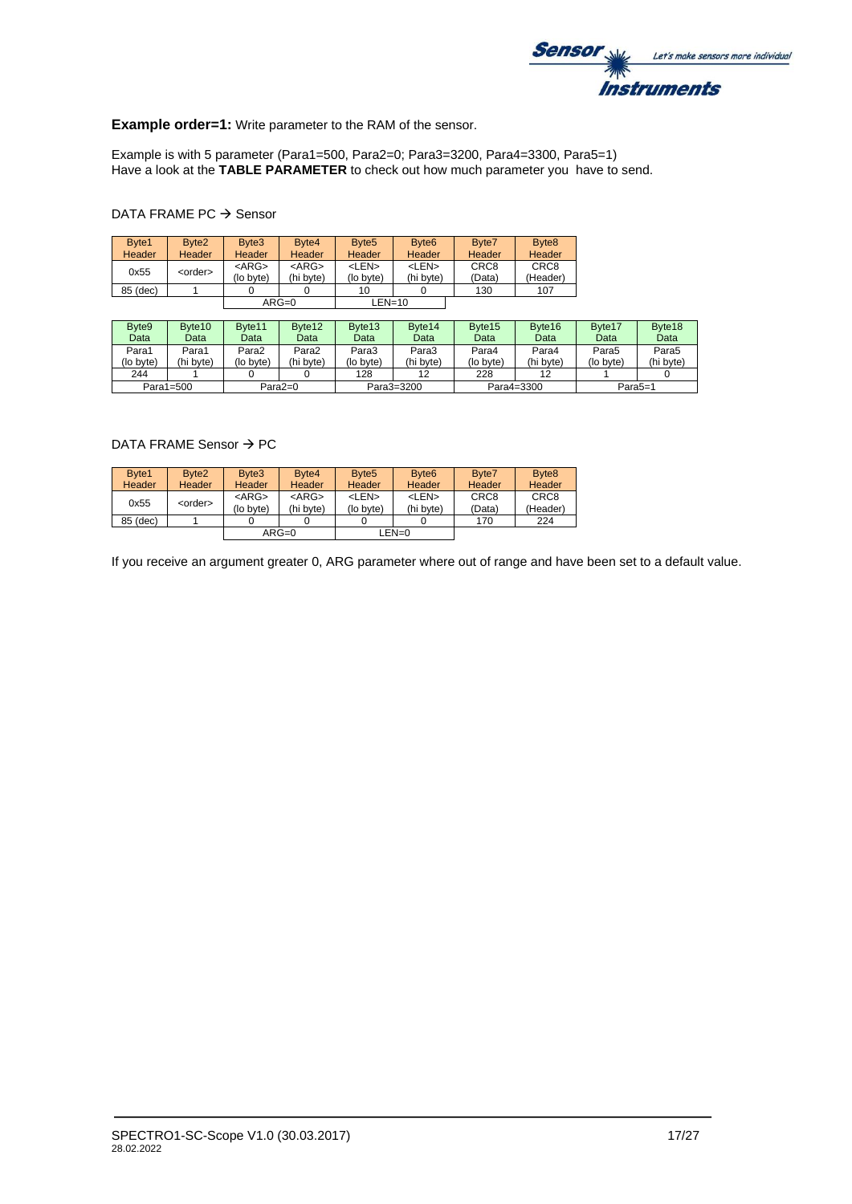**Example order=1:** Write parameter to the RAM of the sensor.

Example is with 5 parameter (Para1=500, Para2=0; Para3=3200, Para4=3300, Para5=1)
Have a look at the **TABLE PARAMETER** to check out how much parameter you  have to send.

DATA FRAME PC → Sensor

| Byte1 Header | Byte2 Header | Byte3 Header | Byte4 Header | Byte5 Header | Byte6 Header | Byte7 Header | Byte8 Header |
|---|---|---|---|---|---|---|---|
| 0x55 | <order> | <ARG> (lo byte) | <ARG> (hi byte) | <LEN> (lo byte) | <LEN> (hi byte) | CRC8 (Data) | CRC8 (Header) |
| 85 (dec) | 1 | 0 | 0 | 10 | 0 | 130 | 107 |
| | | ARG=0 | | LEN=10 | | | |

| Byte9 Data | Byte10 Data | Byte11 Data | Byte12 Data | Byte13 Data | Byte14 Data | Byte15 Data | Byte16 Data | Byte17 Data | Byte18 Data |
|---|---|---|---|---|---|---|---|---|---|
| Para1 (lo byte) | Para1 (hi byte) | Para2 (lo byte) | Para2 (hi byte) | Para3 (lo byte) | Para3 (hi byte) | Para4 (lo byte) | Para4 (hi byte) | Para5 (lo byte) | Para5 (hi byte) |
| 244 | 1 | 0 | 0 | 128 | 12 | 228 | 12 | 1 | 0 |
| Para1=500 | | Para2=0 | | Para3=3200 | | Para4=3300 | | Para5=1 | |

DATA FRAME Sensor → PC

| Byte1 Header | Byte2 Header | Byte3 Header | Byte4 Header | Byte5 Header | Byte6 Header | Byte7 Header | Byte8 Header |
|---|---|---|---|---|---|---|---|
| 0x55 | <order> | <ARG> (lo byte) | <ARG> (hi byte) | <LEN> (lo byte) | <LEN> (hi byte) | CRC8 (Data) | CRC8 (Header) |
| 85 (dec) | 1 | 0 | 0 | 0 | 0 | 170 | 224 |
| | | ARG=0 | | LEN=0 | | | |

If you receive an argument greater 0, ARG parameter where out of range and have been set to a default value.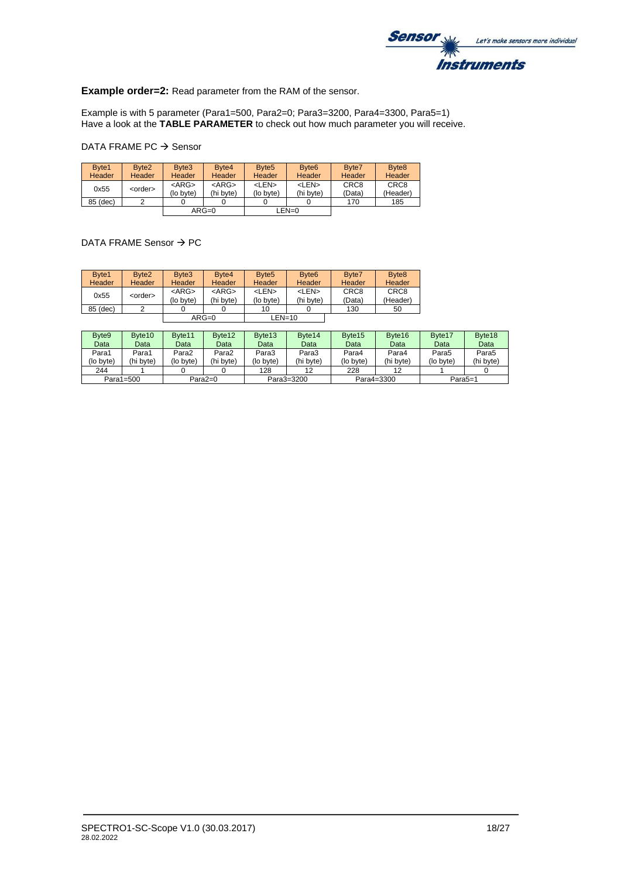**Example order=2:** Read parameter from the RAM of the sensor.

Example is with 5 parameter (Para1=500, Para2=0; Para3=3200, Para4=3300, Para5=1)
Have a look at the **TABLE PARAMETER** to check out how much parameter you will receive.

DATA FRAME PC → Sensor

| Byte1 Header | Byte2 Header | Byte3 Header | Byte4 Header | Byte5 Header | Byte6 Header | Byte7 Header | Byte8 Header |
|---|---|---|---|---|---|---|---|
| 0x55 | <order> | <ARG> (lo byte) | <ARG> (hi byte) | <LEN> (lo byte) | <LEN> (hi byte) | CRC8 (Data) | CRC8 (Header) |
| 85 (dec) | 2 | 0 | 0 | 0 | 0 | 170 | 185 |
| | | ARG=0 | | LEN=0 | | | |

DATA FRAME Sensor → PC

| Byte1 Header | Byte2 Header | Byte3 Header | Byte4 Header | Byte5 Header | Byte6 Header | Byte7 Header | Byte8 Header |
|---|---|---|---|---|---|---|---|
| 0x55 | <order> | <ARG> (lo byte) | <ARG> (hi byte) | <LEN> (lo byte) | <LEN> (hi byte) | CRC8 (Data) | CRC8 (Header) |
| 85 (dec) | 2 | 0 | 0 | 10 | 0 | 130 | 50 |
| | | ARG=0 | | LEN=10 | | | |

| Byte9 Data | Byte10 Data | Byte11 Data | Byte12 Data | Byte13 Data | Byte14 Data | Byte15 Data | Byte16 Data | Byte17 Data | Byte18 Data |
|---|---|---|---|---|---|---|---|---|---|
| Para1 (lo byte) | Para1 (hi byte) | Para2 (lo byte) | Para2 (hi byte) | Para3 (lo byte) | Para3 (hi byte) | Para4 (lo byte) | Para4 (hi byte) | Para5 (lo byte) | Para5 (hi byte) |
| 244 | 1 | 0 | 0 | 128 | 12 | 228 | 12 | 1 | 0 |
| Para1=500 | | Para2=0 | | Para3=3200 | | Para4=3300 | | Para5=1 | |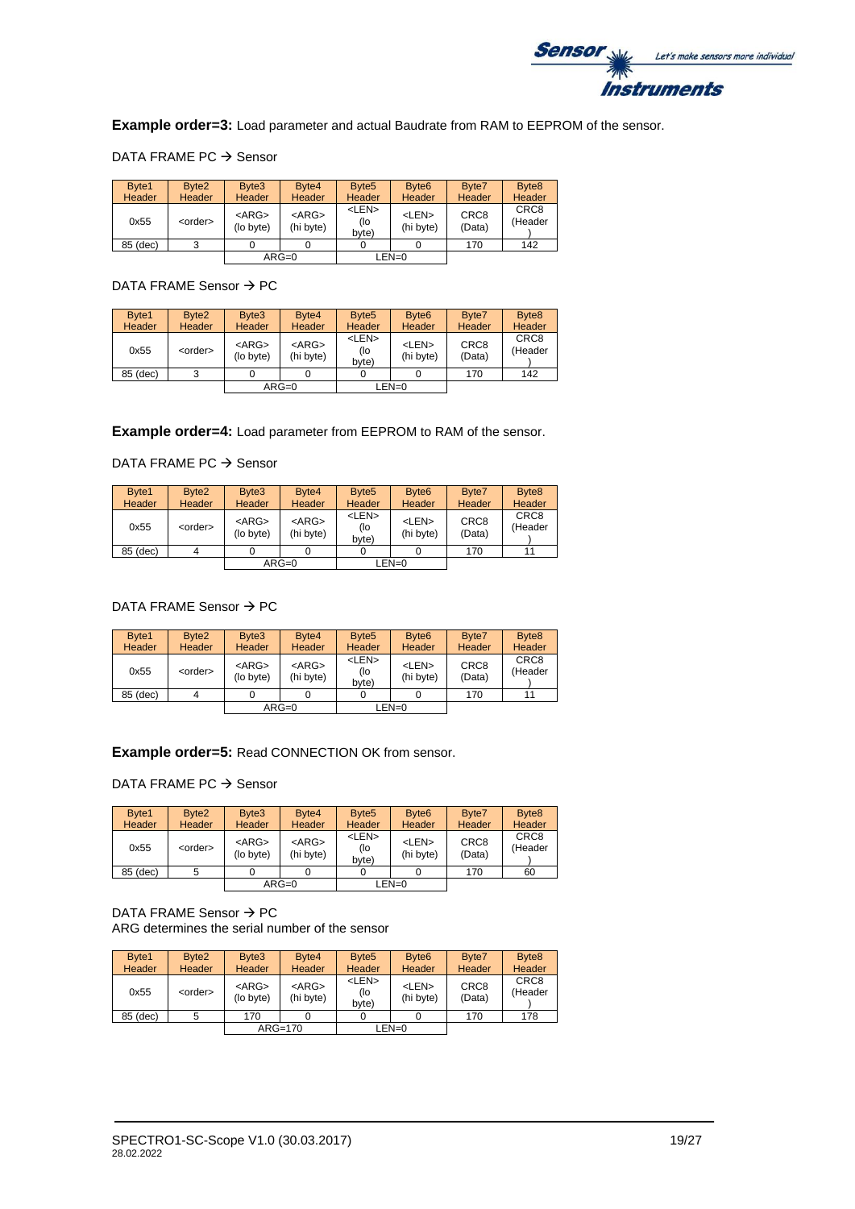**Example order=3:** Load parameter and actual Baudrate from RAM to EEPROM of the sensor.

DATA FRAME PC → Sensor

| Byte1 Header | Byte2 Header | Byte3 Header | Byte4 Header | Byte5 Header | Byte6 Header | Byte7 Header | Byte8 Header |
|---|---|---|---|---|---|---|---|
| 0x55 | <order> | <ARG> (lo byte) | <ARG> (hi byte) | <LEN> (lo byte) | <LEN> (hi byte) | CRC8 (Data) | CRC8 (Header) |
| 85 (dec) | 3 | 0 | 0 | 0 | 0 | 170 | 142 |
| | | ARG=0 | | LEN=0 | | | |

DATA FRAME Sensor → PC

| Byte1 Header | Byte2 Header | Byte3 Header | Byte4 Header | Byte5 Header | Byte6 Header | Byte7 Header | Byte8 Header |
|---|---|---|---|---|---|---|---|
| 0x55 | <order> | <ARG> (lo byte) | <ARG> (hi byte) | <LEN> (lo byte) | <LEN> (hi byte) | CRC8 (Data) | CRC8 (Header) |
| 85 (dec) | 3 | 0 | 0 | 0 | 0 | 170 | 142 |
| | | ARG=0 | | LEN=0 | | | |

**Example order=4:** Load parameter from EEPROM to RAM of the sensor.

DATA FRAME PC → Sensor

| Byte1 Header | Byte2 Header | Byte3 Header | Byte4 Header | Byte5 Header | Byte6 Header | Byte7 Header | Byte8 Header |
|---|---|---|---|---|---|---|---|
| 0x55 | <order> | <ARG> (lo byte) | <ARG> (hi byte) | <LEN> (lo byte) | <LEN> (hi byte) | CRC8 (Data) | CRC8 (Header) |
| 85 (dec) | 4 | 0 | 0 | 0 | 0 | 170 | 11 |
| | | ARG=0 | | LEN=0 | | | |

DATA FRAME Sensor → PC

| Byte1 Header | Byte2 Header | Byte3 Header | Byte4 Header | Byte5 Header | Byte6 Header | Byte7 Header | Byte8 Header |
|---|---|---|---|---|---|---|---|
| 0x55 | <order> | <ARG> (lo byte) | <ARG> (hi byte) | <LEN> (lo byte) | <LEN> (hi byte) | CRC8 (Data) | CRC8 (Header) |
| 85 (dec) | 4 | 0 | 0 | 0 | 0 | 170 | 11 |
| | | ARG=0 | | LEN=0 | | | |

**Example order=5:** Read CONNECTION OK from sensor.

DATA FRAME PC → Sensor

| Byte1 Header | Byte2 Header | Byte3 Header | Byte4 Header | Byte5 Header | Byte6 Header | Byte7 Header | Byte8 Header |
|---|---|---|---|---|---|---|---|
| 0x55 | <order> | <ARG> (lo byte) | <ARG> (hi byte) | <LEN> (lo byte) | <LEN> (hi byte) | CRC8 (Data) | CRC8 (Header) |
| 85 (dec) | 5 | 0 | 0 | 0 | 0 | 170 | 60 |
| | | ARG=0 | | LEN=0 | | | |

DATA FRAME Sensor → PC
ARG determines the serial number of the sensor

| Byte1 Header | Byte2 Header | Byte3 Header | Byte4 Header | Byte5 Header | Byte6 Header | Byte7 Header | Byte8 Header |
|---|---|---|---|---|---|---|---|
| 0x55 | <order> | <ARG> (lo byte) | <ARG> (hi byte) | <LEN> (lo byte) | <LEN> (hi byte) | CRC8 (Data) | CRC8 (Header) |
| 85 (dec) | 5 | 170 | 0 | 0 | 0 | 170 | 178 |
| | | ARG=170 | | LEN=0 | | | |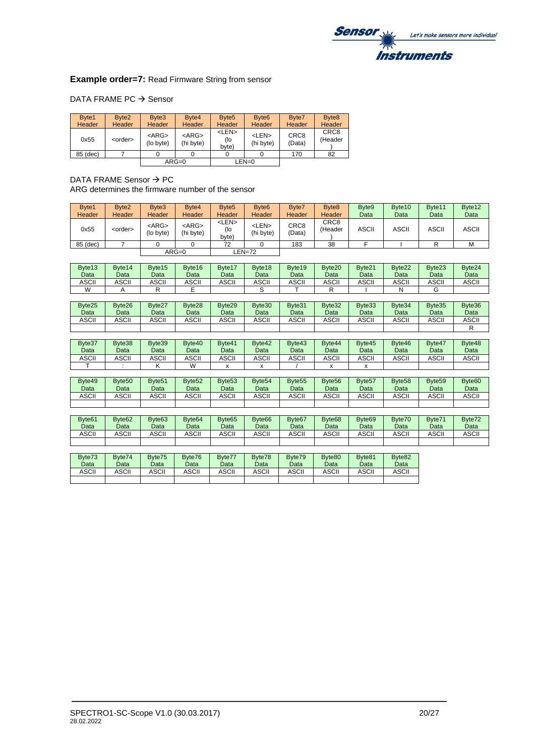**Example order=7:** Read Firmware String from sensor

DATA FRAME PC → Sensor

| Byte1 Header | Byte2 Header | Byte3 Header | Byte4 Header | Byte5 Header | Byte6 Header | Byte7 Header | Byte8 Header |
|---|---|---|---|---|---|---|---|
| 0x55 | <order> | <ARG> (lo byte) | <ARG> (hi byte) | <LEN> (lo byte) | <LEN> (hi byte) | CRC8 (Data) | CRC8 (Header) |
| 85 (dec) | 7 | 0 | 0 | 0 | 0 | 170 | 82 |
| | | ARG=0 | | LEN=0 | | | |

DATA FRAME Sensor → PC

ARG determines the firmware number of the sensor

| Byte1 Header | Byte2 Header | Byte3 Header | Byte4 Header | Byte5 Header | Byte6 Header | Byte7 Header | Byte8 Header | Byte9 Data | Byte10 Data | Byte11 Data | Byte12 Data |
|---|---|---|---|---|---|---|---|---|---|---|---|
| 0x55 | <order> | <ARG> (lo byte) | <ARG> (hi byte) | <LEN> (lo byte) | <LEN> (hi byte) | CRC8 (Data) | CRC8 (Header) | ASCII | ASCII | ASCII | ASCII |
| 85 (dec) | 7 | 0 | 0 | 72 | 0 | 183 | 38 | F | I | R | M |
| | | ARG=0 | | LEN=72 | | | | | | | |

| Byte13 Data | Byte14 Data | Byte15 Data | Byte16 Data | Byte17 Data | Byte18 Data | Byte19 Data | Byte20 Data | Byte21 Data | Byte22 Data | Byte23 Data | Byte24 Data |
|---|---|---|---|---|---|---|---|---|---|---|---|
| ASCII | ASCII | ASCII | ASCII | ASCII | ASCII | ASCII | ASCII | ASCII | ASCII | ASCII | ASCII |
| W | A | R | E | | S | T | R | I | N | G | |

| Byte25 Data | Byte26 Data | Byte27 Data | Byte28 Data | Byte29 Data | Byte30 Data | Byte31 Data | Byte32 Data | Byte33 Data | Byte34 Data | Byte35 Data | Byte36 Data |
|---|---|---|---|---|---|---|---|---|---|---|---|
| ASCII | ASCII | ASCII | ASCII | ASCII | ASCII | ASCII | ASCII | ASCII | ASCII | ASCII | ASCII |
| | | | | | | | | | | | R |

| Byte37 Data | Byte38 Data | Byte39 Data | Byte40 Data | Byte41 Data | Byte42 Data | Byte43 Data | Byte44 Data | Byte45 Data | Byte46 Data | Byte47 Data | Byte48 Data |
|---|---|---|---|---|---|---|---|---|---|---|---|
| ASCII | ASCII | ASCII | ASCII | ASCII | ASCII | ASCII | ASCII | ASCII | ASCII | ASCII | ASCII |
| T | : | K | W | x | x | / | x | x | | | |

| Byte49 Data | Byte50 Data | Byte51 Data | Byte52 Data | Byte53 Data | Byte54 Data | Byte55 Data | Byte56 Data | Byte57 Data | Byte58 Data | Byte59 Data | Byte60 Data |
|---|---|---|---|---|---|---|---|---|---|---|---|
| ASCII | ASCII | ASCII | ASCII | ASCII | ASCII | ASCII | ASCII | ASCII | ASCII | ASCII | ASCII |
| | | | | | | | | | | | |

| Byte61 Data | Byte62 Data | Byte63 Data | Byte64 Data | Byte65 Data | Byte66 Data | Byte67 Data | Byte68 Data | Byte69 Data | Byte70 Data | Byte71 Data | Byte72 Data |
|---|---|---|---|---|---|---|---|---|---|---|---|
| ASCII | ASCII | ASCII | ASCII | ASCII | ASCII | ASCII | ASCII | ASCII | ASCII | ASCII | ASCII |
| | | | | | | | | | | | |

| Byte73 Data | Byte74 Data | Byte75 Data | Byte76 Data | Byte77 Data | Byte78 Data | Byte79 Data | Byte80 Data | Byte81 Data | Byte82 Data |
|---|---|---|---|---|---|---|---|---|---|
| ASCII | ASCII | ASCII | ASCII | ASCII | ASCII | ASCII | ASCII | ASCII | ASCII |
| | | | | | | | | | |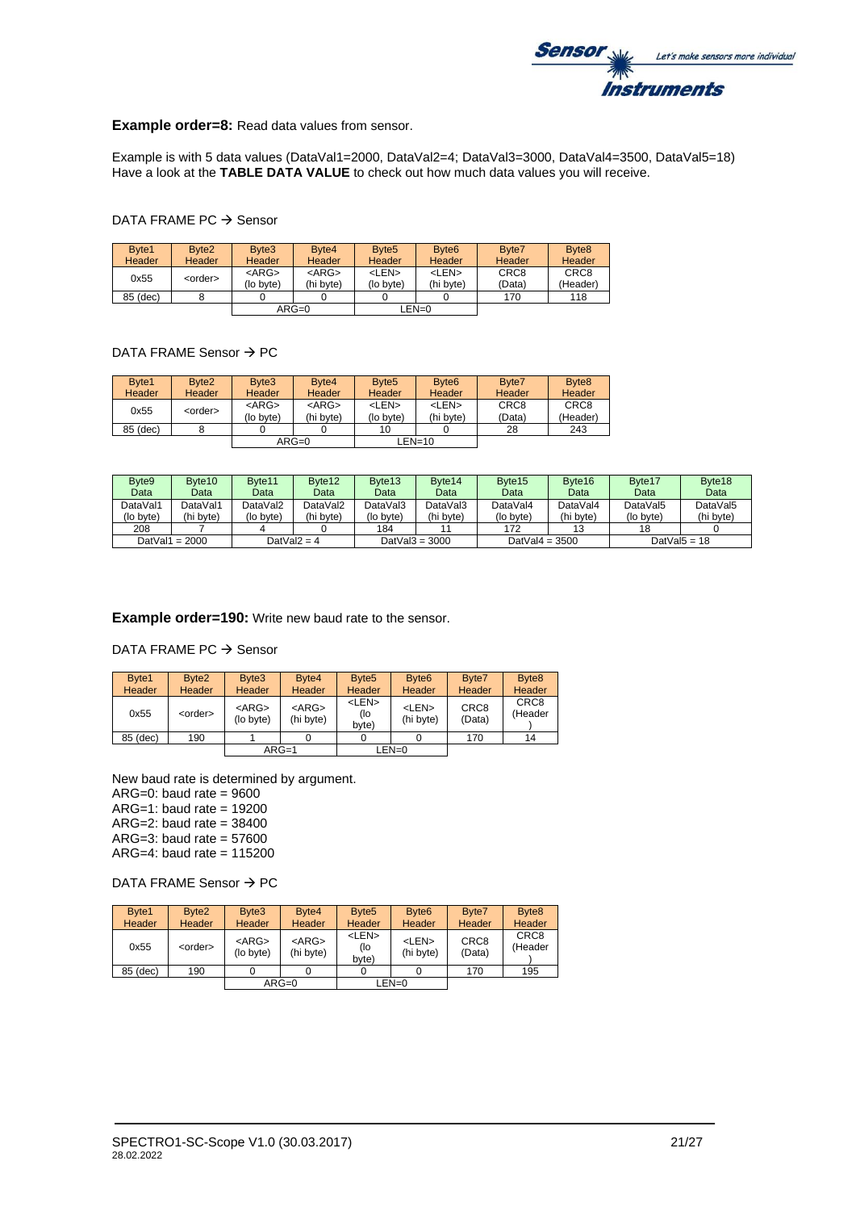**Example order=8:** Read data values from sensor.

Example is with 5 data values (DataVal1=2000, DataVal2=4; DataVal3=3000, DataVal4=3500, DataVal5=18)
Have a look at the **TABLE DATA VALUE** to check out how much data values you will receive.

DATA FRAME PC → Sensor

| Byte1 Header | Byte2 Header | Byte3 Header | Byte4 Header | Byte5 Header | Byte6 Header | Byte7 Header | Byte8 Header |
|---|---|---|---|---|---|---|---|
| 0x55 | <order> | <ARG> (lo byte) | <ARG> (hi byte) | <LEN> (lo byte) | <LEN> (hi byte) | CRC8 (Data) | CRC8 (Header) |
| 85 (dec) | 8 | 0 | 0 | 0 | 0 | 170 | 118 |
| | | ARG=0 | | LEN=0 | | | |

DATA FRAME Sensor → PC

| Byte1 Header | Byte2 Header | Byte3 Header | Byte4 Header | Byte5 Header | Byte6 Header | Byte7 Header | Byte8 Header |
|---|---|---|---|---|---|---|---|
| 0x55 | <order> | <ARG> (lo byte) | <ARG> (hi byte) | <LEN> (lo byte) | <LEN> (hi byte) | CRC8 (Data) | CRC8 (Header) |
| 85 (dec) | 8 | 0 | 0 | 10 | 0 | 28 | 243 |
| | | ARG=0 | | LEN=10 | | | |

| Byte9 Data | Byte10 Data | Byte11 Data | Byte12 Data | Byte13 Data | Byte14 Data | Byte15 Data | Byte16 Data | Byte17 Data | Byte18 Data |
|---|---|---|---|---|---|---|---|---|---|
| DataVal1 (lo byte) | DataVal1 (hi byte) | DataVal2 (lo byte) | DataVal2 (hi byte) | DataVal3 (lo byte) | DataVal3 (hi byte) | DataVal4 (lo byte) | DataVal4 (hi byte) | DataVal5 (lo byte) | DataVal5 (hi byte) |
| 208 | 7 | 4 | 0 | 184 | 11 | 172 | 13 | 18 | 0 |
| DatVal1 = 2000 | | DatVal2 = 4 | | DatVal3 = 3000 | | DatVal4 = 3500 | | DatVal5 = 18 | |

**Example order=190:** Write new baud rate to the sensor.

DATA FRAME PC → Sensor

| Byte1 Header | Byte2 Header | Byte3 Header | Byte4 Header | Byte5 Header | Byte6 Header | Byte7 Header | Byte8 Header |
|---|---|---|---|---|---|---|---|
| 0x55 | <order> | <ARG> (lo byte) | <ARG> (hi byte) | <LEN> (lo byte) | <LEN> (hi byte) | CRC8 (Data) | CRC8 (Header) |
| 85 (dec) | 190 | 1 | 0 | 0 | 0 | 170 | 14 |
| | | ARG=1 | | LEN=0 | | | |

New baud rate is determined by argument.
ARG=0: baud rate = 9600
ARG=1: baud rate = 19200
ARG=2: baud rate = 38400
ARG=3: baud rate = 57600
ARG=4: baud rate = 115200

DATA FRAME Sensor → PC

| Byte1 Header | Byte2 Header | Byte3 Header | Byte4 Header | Byte5 Header | Byte6 Header | Byte7 Header | Byte8 Header |
|---|---|---|---|---|---|---|---|
| 0x55 | <order> | <ARG> (lo byte) | <ARG> (hi byte) | <LEN> (lo byte) | <LEN> (hi byte) | CRC8 (Data) | CRC8 (Header) |
| 85 (dec) | 190 | 0 | 0 | 0 | 0 | 170 | 195 |
| | | ARG=0 | | LEN=0 | | | |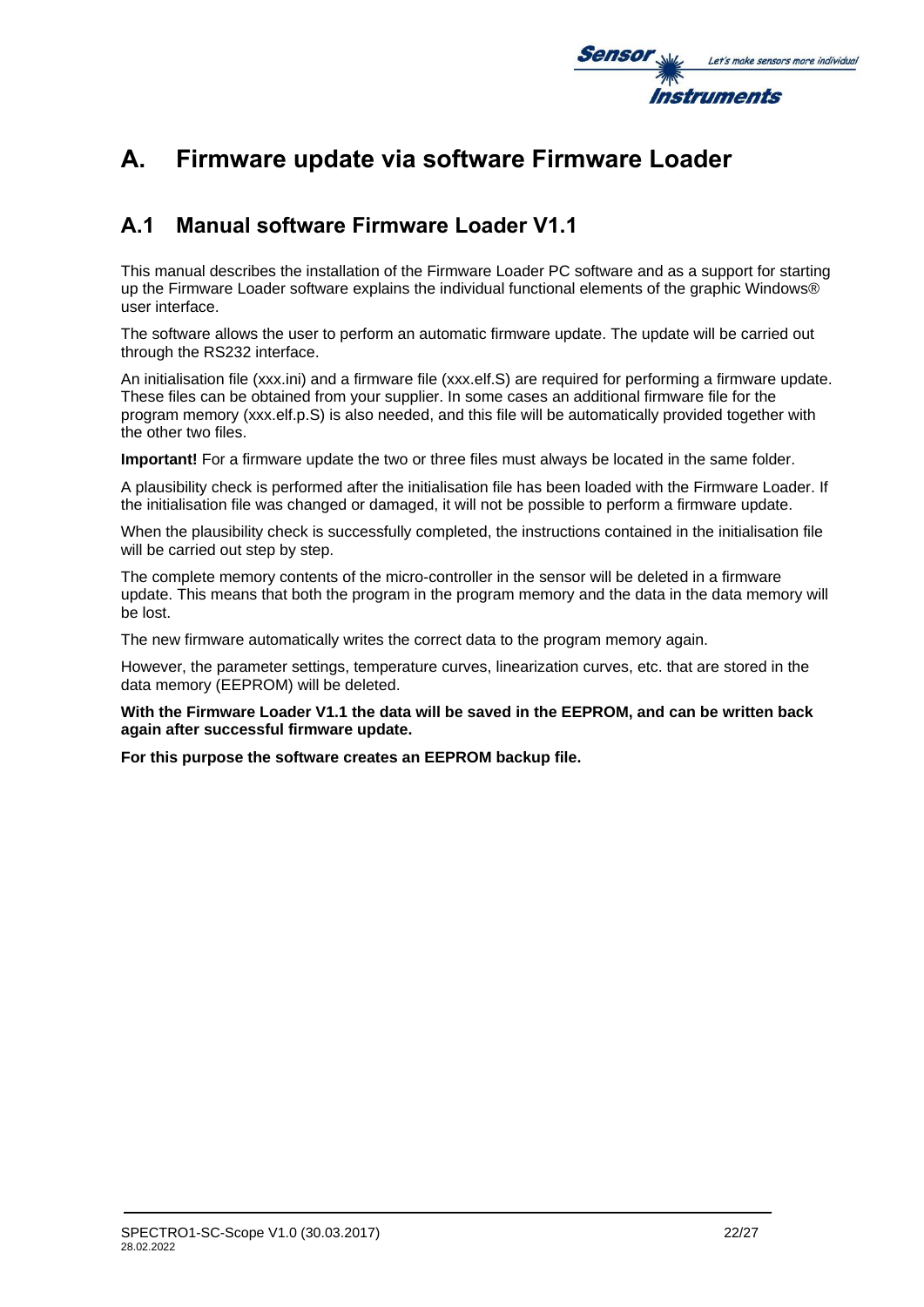# A. Firmware update via software Firmware Loader

## A.1 Manual software Firmware Loader V1.1

This manual describes the installation of the Firmware Loader PC software and as a support for starting up the Firmware Loader software explains the individual functional elements of the graphic Windows® user interface.

The software allows the user to perform an automatic firmware update. The update will be carried out through the RS232 interface.

An initialisation file (xxx.ini) and a firmware file (xxx.elf.S) are required for performing a firmware update. These files can be obtained from your supplier. In some cases an additional firmware file for the program memory (xxx.elf.p.S) is also needed, and this file will be automatically provided together with the other two files.

**Important!** For a firmware update the two or three files must always be located in the same folder.

A plausibility check is performed after the initialisation file has been loaded with the Firmware Loader. If the initialisation file was changed or damaged, it will not be possible to perform a firmware update.

When the plausibility check is successfully completed, the instructions contained in the initialisation file will be carried out step by step.

The complete memory contents of the micro-controller in the sensor will be deleted in a firmware update. This means that both the program in the program memory and the data in the data memory will be lost.

The new firmware automatically writes the correct data to the program memory again.

However, the parameter settings, temperature curves, linearization curves, etc. that are stored in the data memory (EEPROM) will be deleted.

**With the Firmware Loader V1.1 the data will be saved in the EEPROM, and can be written back again after successful firmware update.**

**For this purpose the software creates an EEPROM backup file.**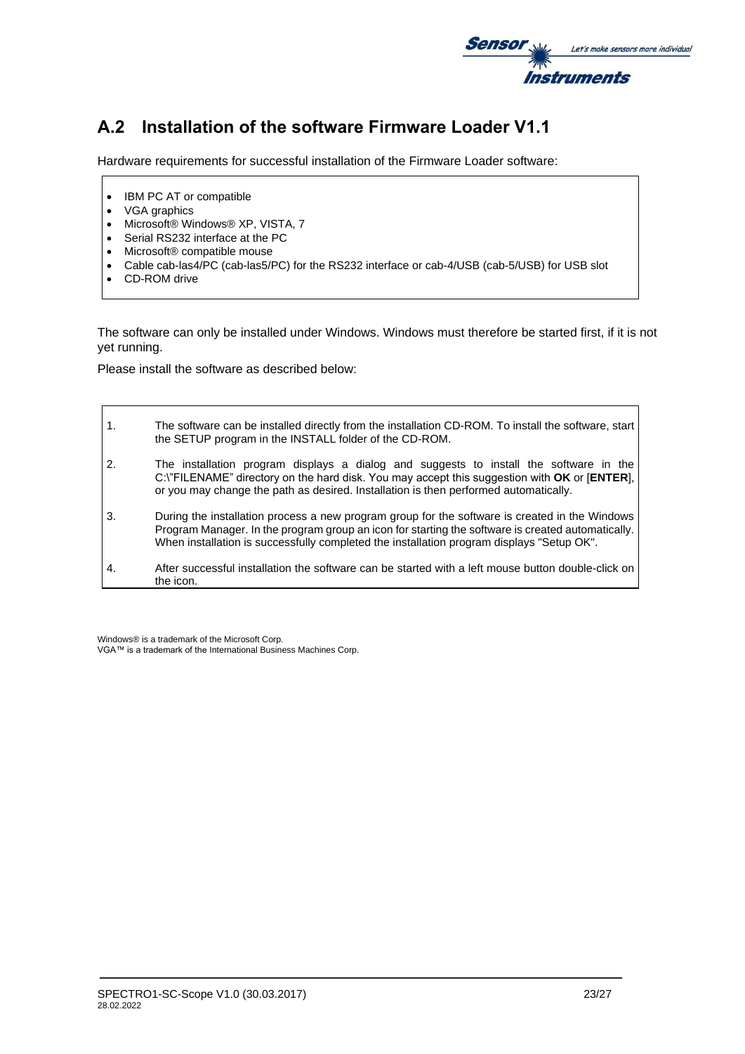## A.2 Installation of the software Firmware Loader V1.1

Hardware requirements for successful installation of the Firmware Loader software:

- IBM PC AT or compatible
- VGA graphics
- Microsoft® Windows® XP, VISTA, 7
- Serial RS232 interface at the PC
- Microsoft® compatible mouse
- Cable cab-las4/PC (cab-las5/PC) for the RS232 interface or cab-4/USB (cab-5/USB) for USB slot
- CD-ROM drive

The software can only be installed under Windows. Windows must therefore be started first, if it is not yet running.

Please install the software as described below:

1. The software can be installed directly from the installation CD-ROM. To install the software, start the SETUP program in the INSTALL folder of the CD-ROM.
2. The installation program displays a dialog and suggests to install the software in the C:\"FILENAME" directory on the hard disk. You may accept this suggestion with **OK** or [**ENTER**], or you may change the path as desired. Installation is then performed automatically.
3. During the installation process a new program group for the software is created in the Windows Program Manager. In the program group an icon for starting the software is created automatically. When installation is successfully completed the installation program displays "Setup OK".
4. After successful installation the software can be started with a left mouse button double-click on the icon.

Windows® is a trademark of the Microsoft Corp.
VGA™ is a trademark of the International Business Machines Corp.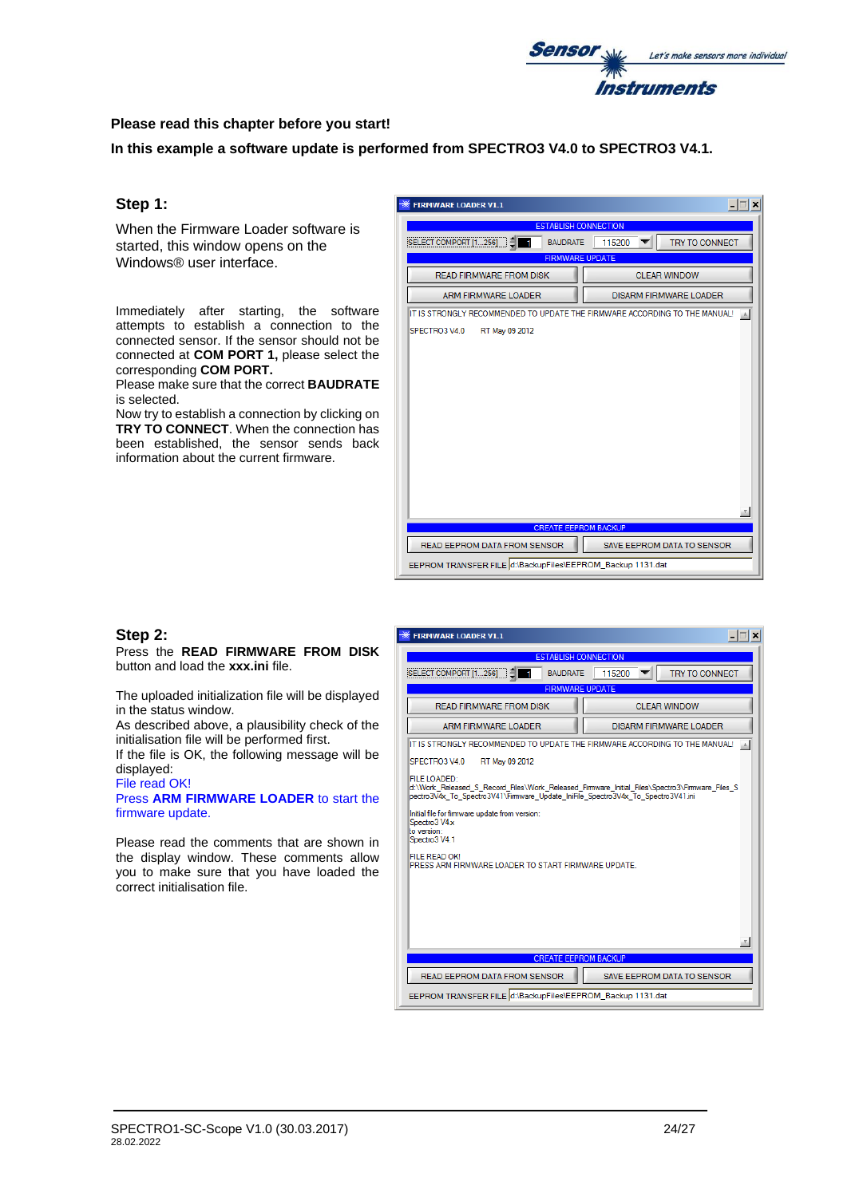**Please read this chapter before you start!**

**In this example a software update is performed from SPECTRO3 V4.0 to SPECTRO3 V4.1.**

## Step 1:

When the Firmware Loader software is started, this window opens on the Windows® user interface.

Immediately after starting, the software attempts to establish a connection to the connected sensor. If the sensor should not be connected at **COM PORT 1,** please select the corresponding **COM PORT.**
Please make sure that the correct **BAUDRATE** is selected.
Now try to establish a connection by clicking on **TRY TO CONNECT**. When the connection has been established, the sensor sends back information about the current firmware.

## Step 2:

Press the **READ FIRMWARE FROM DISK** button and load the **xxx.ini** file.

The uploaded initialization file will be displayed in the status window.
As described above, a plausibility check of the initialisation file will be performed first.
If the file is OK, the following message will be displayed:
File read OK!
Press **ARM FIRMWARE LOADER** to start the firmware update.

Please read the comments that are shown in the display window. These comments allow you to make sure that you have loaded the correct initialisation file.

SPECTRO1-SC-Scope V1.0 (30.03.2017)
28.02.2022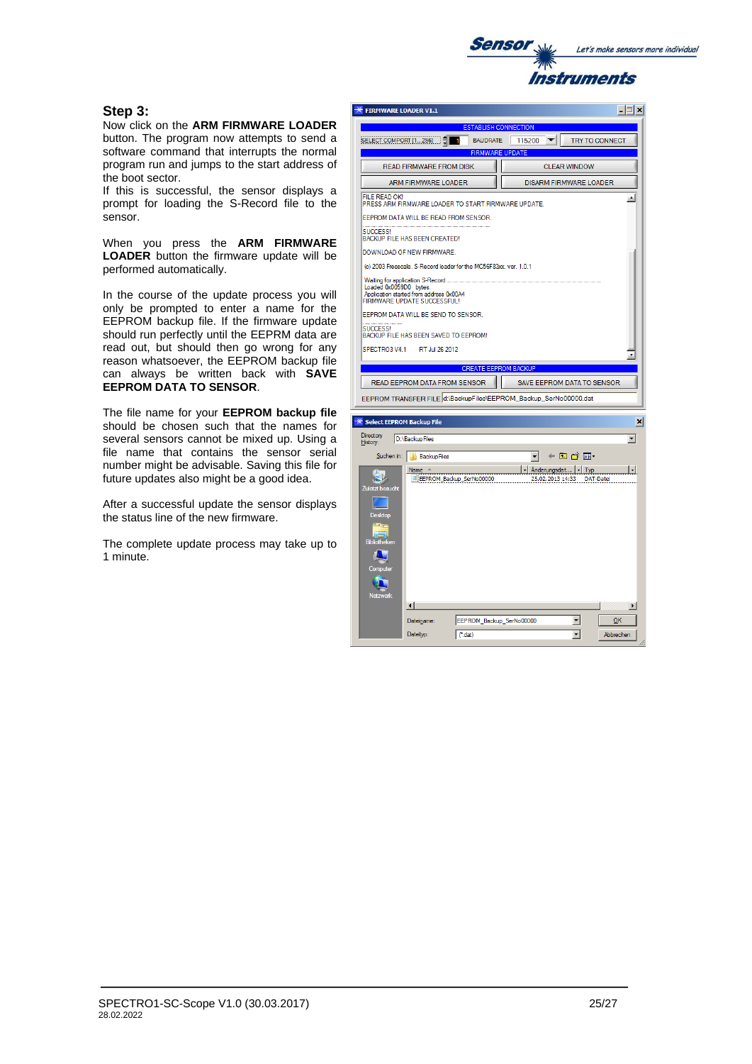### Step 3:

Now click on the **ARM FIRMWARE LOADER** button. The program now attempts to send a software command that interrupts the normal program run and jumps to the start address of the boot sector.
If this is successful, the sensor displays a prompt for loading the S-Record file to the sensor.

When you press the **ARM FIRMWARE LOADER** button the firmware update will be performed automatically.

In the course of the update process you will only be prompted to enter a name for the EEPROM backup file. If the firmware update should run perfectly until the EEPRM data are read out, but should then go wrong for any reason whatsoever, the EEPROM backup file can always be written back with **SAVE EEPROM DATA TO SENSOR**.

The file name for your **EEPROM backup file** should be chosen such that the names for several sensors cannot be mixed up. Using a file name that contains the sensor serial number might be advisable. Saving this file for future updates also might be a good idea.

After a successful update the sensor displays the status line of the new firmware.

The complete update process may take up to 1 minute.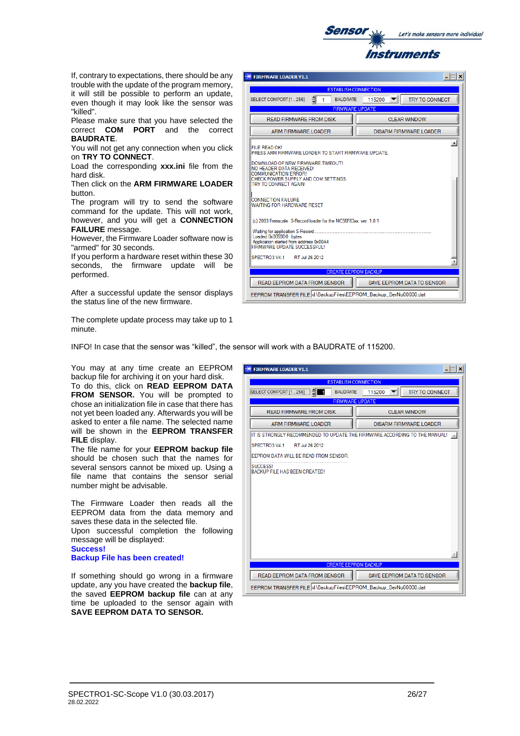If, contrary to expectations, there should be any trouble with the update of the program memory, it will still be possible to perform an update, even though it may look like the sensor was "killed".
Please make sure that you have selected the correct **COM PORT** and the correct **BAUDRATE**.
You will not get any connection when you click on **TRY TO CONNECT**.
Load the corresponding **xxx.ini** file from the hard disk.
Then click on the **ARM FIRMWARE LOADER** button.
The program will try to send the software command for the update. This will not work, however, and you will get a **CONNECTION FAILURE** message.
However, the Firmware Loader software now is "armed" for 30 seconds.
If you perform a hardware reset within these 30 seconds, the firmware update will be performed.

After a successful update the sensor displays the status line of the new firmware.

The complete update process may take up to 1 minute.

INFO! In case that the sensor was "killed", the sensor will work with a BAUDRATE of 115200.

You may at any time create an EEPROM backup file for archiving it on your hard disk.
To do this, click on **READ EEPROM DATA FROM SENSOR.** You will be prompted to chose an initialization file in case that there has not yet been loaded any. Afterwards you will be asked to enter a file name. The selected name will be shown in the **EEPROM TRANSFER FILE** display.
The file name for your **EEPROM backup file** should be chosen such that the names for several sensors cannot be mixed up. Using a file name that contains the sensor serial number might be advisable.

The Firmware Loader then reads all the EEPROM data from the data memory and saves these data in the selected file.
Upon successful completion the following message will be displayed:
**Success!**
**Backup File has been created!**

If something should go wrong in a firmware update, any you have created the **backup file**, the saved **EEPROM backup file** can at any time be uploaded to the sensor again with **SAVE EEPROM DATA TO SENSOR.**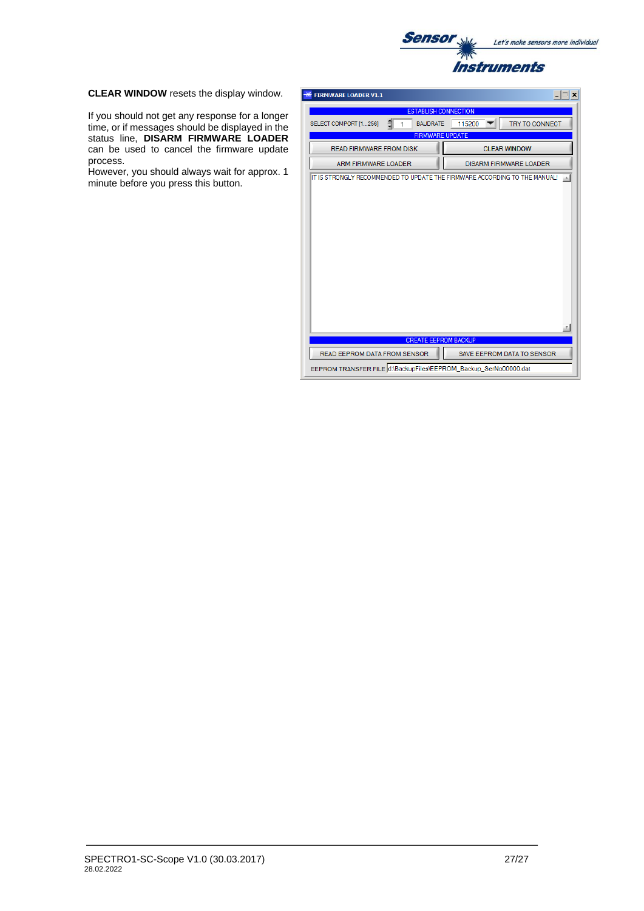**CLEAR WINDOW** resets the display window.

If you should not get any response for a longer time, or if messages should be displayed in the status line, **DISARM FIRMWARE LOADER** can be used to cancel the firmware update process.
However, you should always wait for approx. 1 minute before you press this button.